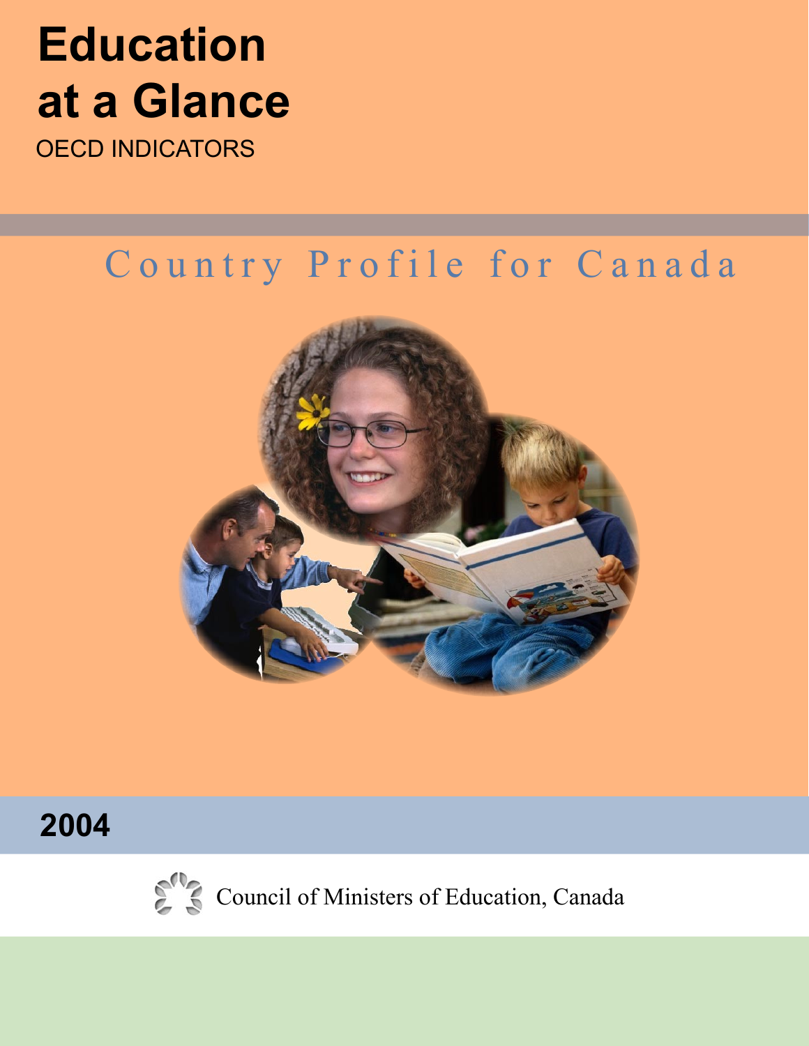# Education at a Glance

OECD INDICATORS

## Country Profile for Canada

**2004**

Council of Ministers of Education, Canada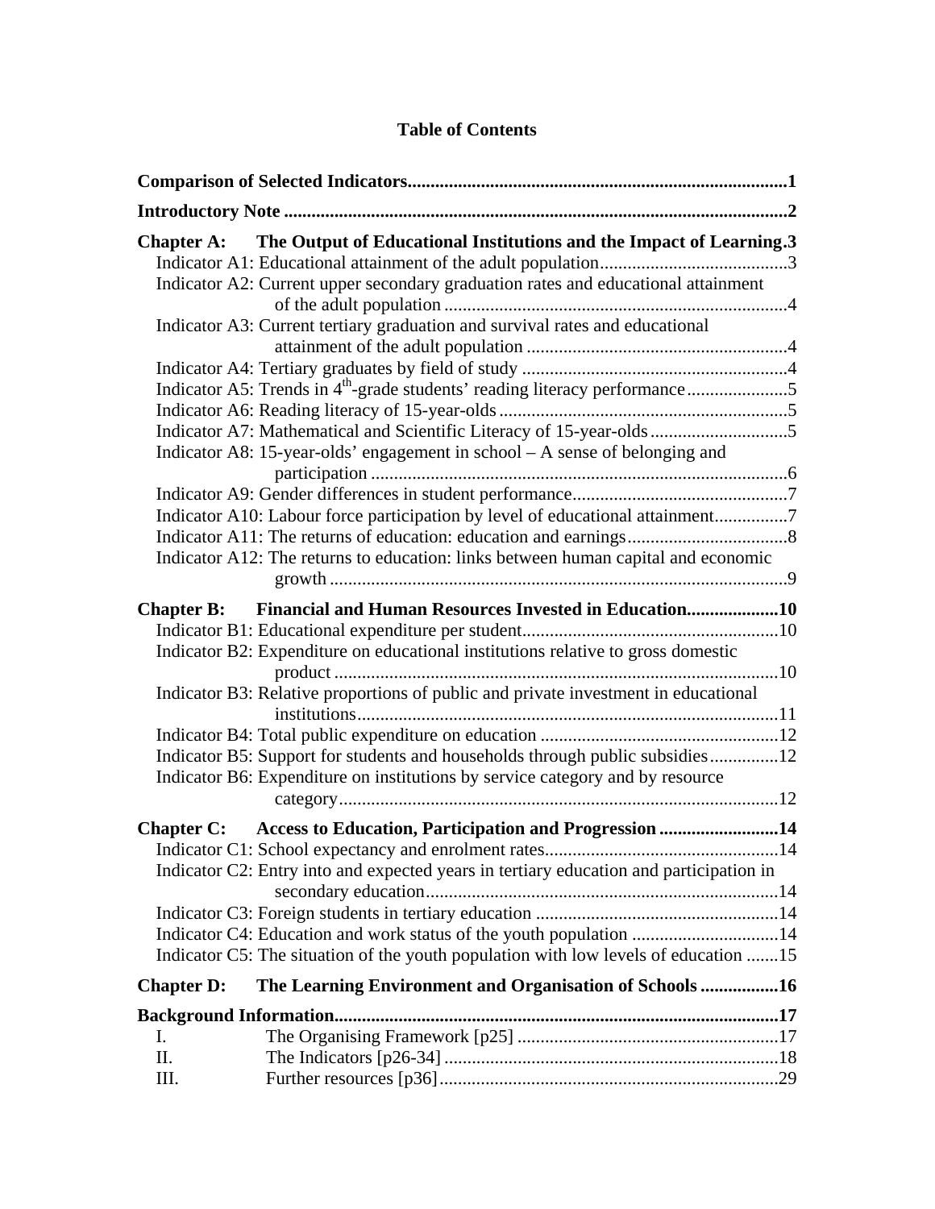# Table of Contents

**Comparison of Selected Indicators** .......... **1**

**Introductory Note** .......... **2**

**Chapter A: The Output of Educational Institutions and the Impact of Learning** .......... **3**

- Indicator A1: Educational attainment of the adult population .......... 3
- Indicator A2: Current upper secondary graduation rates and educational attainment of the adult population .......... 4
- Indicator A3: Current tertiary graduation and survival rates and educational attainment of the adult population .......... 4
- Indicator A4: Tertiary graduates by field of study .......... 4
- Indicator A5: Trends in 4th-grade students' reading literacy performance .......... 5
- Indicator A6: Reading literacy of 15-year-olds .......... 5
- Indicator A7: Mathematical and Scientific Literacy of 15-year-olds .......... 5
- Indicator A8: 15-year-olds' engagement in school – A sense of belonging and participation .......... 6
- Indicator A9: Gender differences in student performance .......... 7
- Indicator A10: Labour force participation by level of educational attainment .......... 7
- Indicator A11: The returns of education: education and earnings .......... 8
- Indicator A12: The returns to education: links between human capital and economic growth .......... 9

**Chapter B: Financial and Human Resources Invested in Education** .......... **10**

- Indicator B1: Educational expenditure per student .......... 10
- Indicator B2: Expenditure on educational institutions relative to gross domestic product .......... 10
- Indicator B3: Relative proportions of public and private investment in educational institutions .......... 11
- Indicator B4: Total public expenditure on education .......... 12
- Indicator B5: Support for students and households through public subsidies .......... 12
- Indicator B6: Expenditure on institutions by service category and by resource category .......... 12

**Chapter C: Access to Education, Participation and Progression** .......... **14**

- Indicator C1: School expectancy and enrolment rates .......... 14
- Indicator C2: Entry into and expected years in tertiary education and participation in secondary education .......... 14
- Indicator C3: Foreign students in tertiary education .......... 14
- Indicator C4: Education and work status of the youth population .......... 14
- Indicator C5: The situation of the youth population with low levels of education .......... 15

**Chapter D: The Learning Environment and Organisation of Schools** .......... **16**

**Background Information** .......... **17**

- I. The Organising Framework [p25] .......... 17
- II. The Indicators [p26-34] .......... 18
- III. Further resources [p36] .......... 29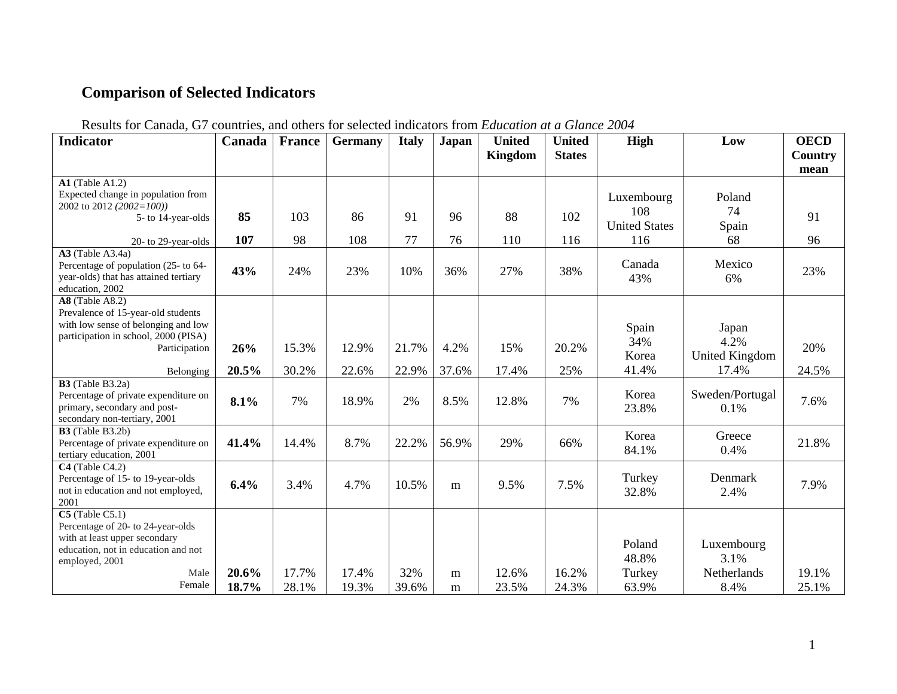## Comparison of Selected Indicators

Results for Canada, G7 countries, and others for selected indicators from *Education at a Glance 2004*

| Indicator | Canada | France | Germany | Italy | Japan | United Kingdom | United States | High | Low | OECD Country mean |
|---|---|---|---|---|---|---|---|---|---|---|
| **A1** (Table A1.2) Expected change in population from 2002 to 2012 *(2002=100))* 5- to 14-year-olds | **85** | 103 | 86 | 91 | 96 | 88 | 102 | Luxembourg 108 | Poland 74 | 91 |
| 20- to 29-year-olds | **107** | 98 | 108 | 77 | 76 | 110 | 116 | United States 116 | Spain 68 | 96 |
| **A3** (Table A3.4a) Percentage of population (25- to 64-year-olds) that has attained tertiary education, 2002 | **43%** | 24% | 23% | 10% | 36% | 27% | 38% | Canada 43% | Mexico 6% | 23% |
| **A8** (Table A8.2) Prevalence of 15-year-old students with low sense of belonging and low participation in school, 2000 (PISA) Participation | **26%** | 15.3% | 12.9% | 21.7% | 4.2% | 15% | 20.2% | Spain 34% | Japan 4.2% | 20% |
| Belonging | **20.5%** | 30.2% | 22.6% | 22.9% | 37.6% | 17.4% | 25% | Korea 41.4% | United Kingdom 17.4% | 24.5% |
| **B3** (Table B3.2a) Percentage of private expenditure on primary, secondary and post-secondary non-tertiary, 2001 | **8.1%** | 7% | 18.9% | 2% | 8.5% | 12.8% | 7% | Korea 23.8% | Sweden/Portugal 0.1% | 7.6% |
| **B3** (Table B3.2b) Percentage of private expenditure on tertiary education, 2001 | **41.4%** | 14.4% | 8.7% | 22.2% | 56.9% | 29% | 66% | Korea 84.1% | Greece 0.4% | 21.8% |
| **C4** (Table C4.2) Percentage of 15- to 19-year-olds not in education and not employed, 2001 | **6.4%** | 3.4% | 4.7% | 10.5% | m | 9.5% | 7.5% | Turkey 32.8% | Denmark 2.4% | 7.9% |
| **C5** (Table C5.1) Percentage of 20- to 24-year-olds with at least upper secondary education, not in education and not employed, 2001 Male | **20.6%** | 17.7% | 17.4% | 32% | m | 12.6% | 16.2% | Poland 48.8% | Luxembourg 3.1% | 19.1% |
| Female | **18.7%** | 28.1% | 19.3% | 39.6% | m | 23.5% | 24.3% | Turkey 63.9% | Netherlands 8.4% | 25.1% |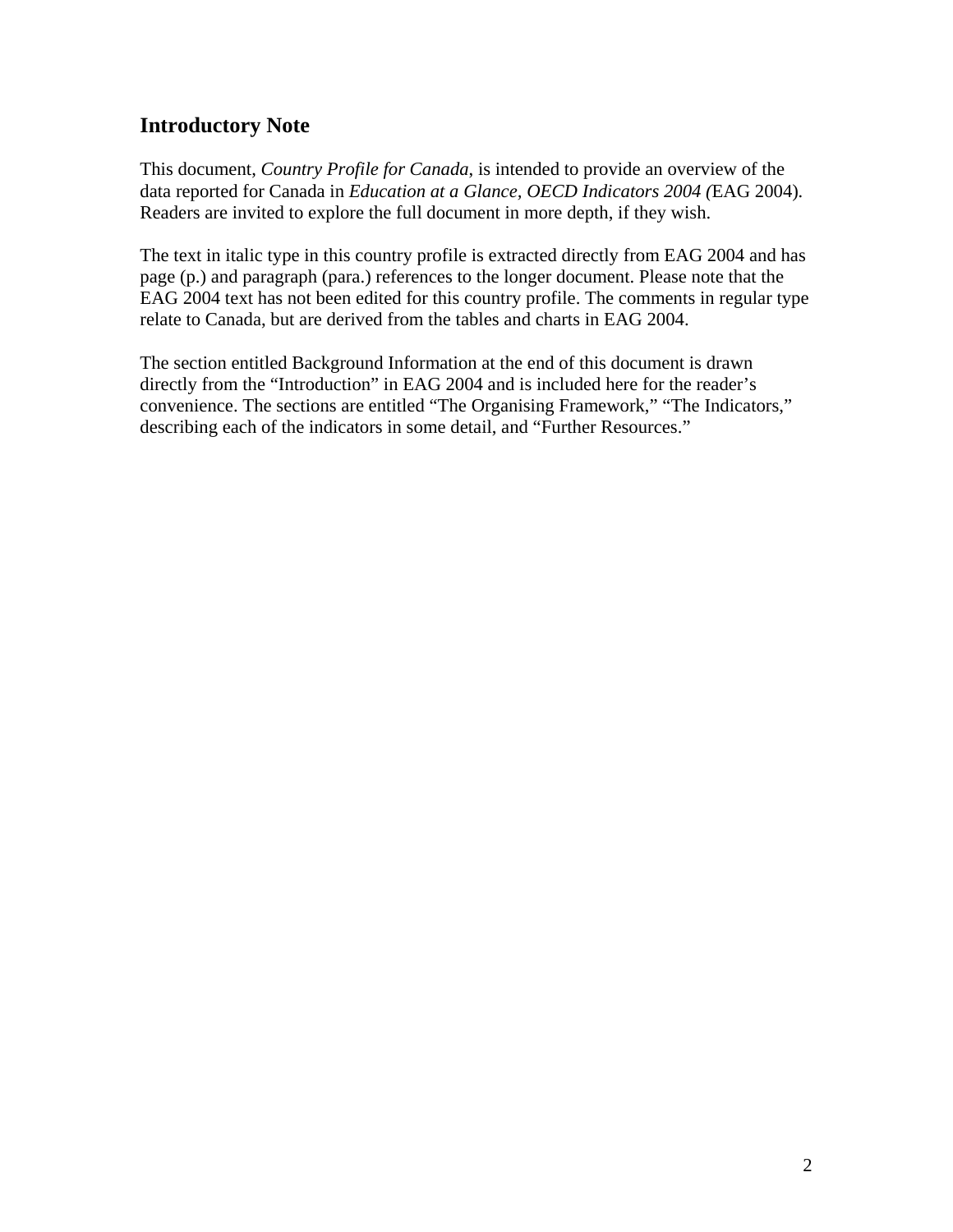## Introductory Note

This document, *Country Profile for Canada*, is intended to provide an overview of the data reported for Canada in *Education at a Glance, OECD Indicators 2004 (*EAG 2004). Readers are invited to explore the full document in more depth, if they wish.

The text in italic type in this country profile is extracted directly from EAG 2004 and has page (p.) and paragraph (para.) references to the longer document. Please note that the EAG 2004 text has not been edited for this country profile. The comments in regular type relate to Canada, but are derived from the tables and charts in EAG 2004.

The section entitled Background Information at the end of this document is drawn directly from the "Introduction" in EAG 2004 and is included here for the reader's convenience. The sections are entitled "The Organising Framework," "The Indicators," describing each of the indicators in some detail, and "Further Resources."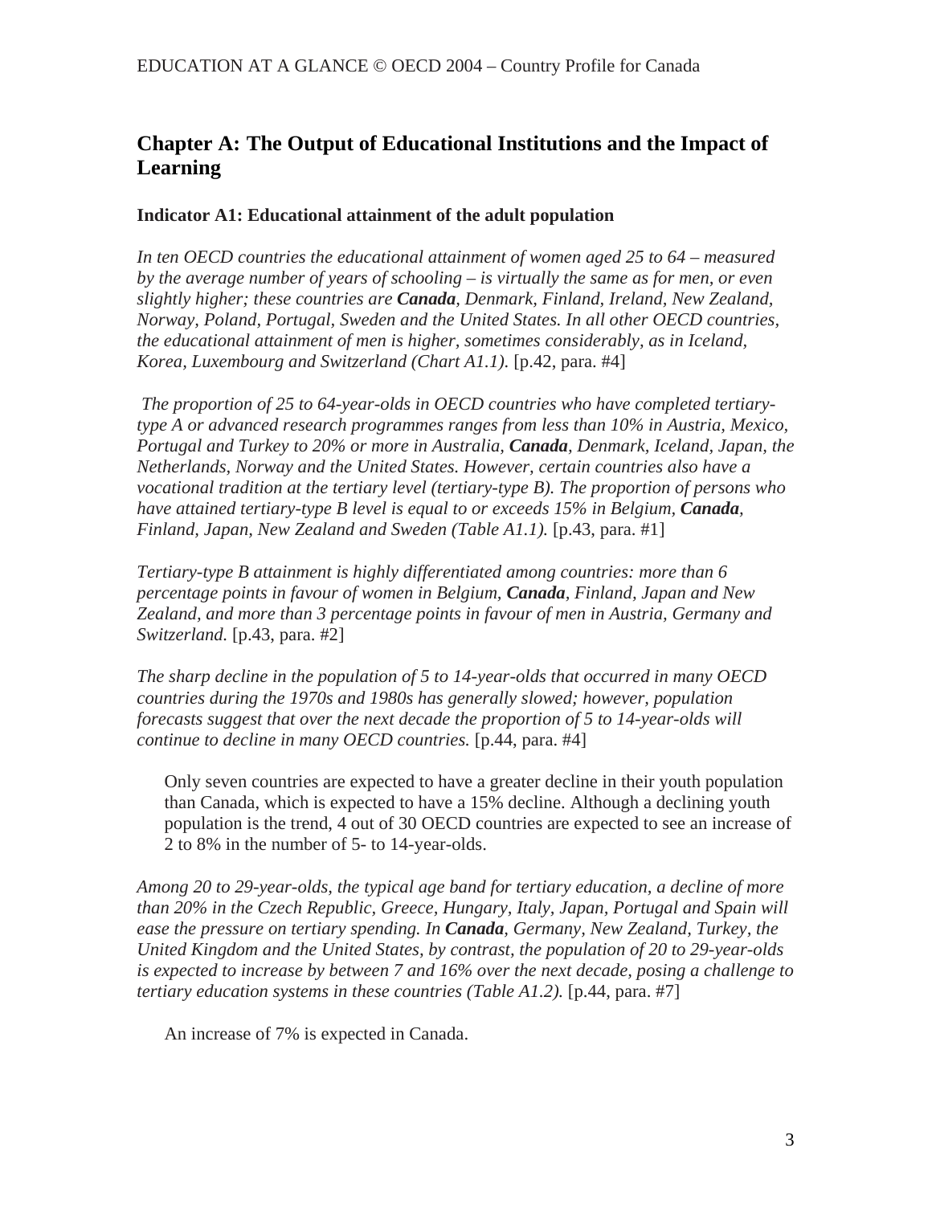## Chapter A: The Output of Educational Institutions and the Impact of Learning

### Indicator A1: Educational attainment of the adult population

*In ten OECD countries the educational attainment of women aged 25 to 64 – measured by the average number of years of schooling – is virtually the same as for men, or even slightly higher; these countries are **Canada**, Denmark, Finland, Ireland, New Zealand, Norway, Poland, Portugal, Sweden and the United States. In all other OECD countries, the educational attainment of men is higher, sometimes considerably, as in Iceland, Korea, Luxembourg and Switzerland (Chart A1.1).* [p.42, para. #4]

*The proportion of 25 to 64-year-olds in OECD countries who have completed tertiary-type A or advanced research programmes ranges from less than 10% in Austria, Mexico, Portugal and Turkey to 20% or more in Australia, **Canada**, Denmark, Iceland, Japan, the Netherlands, Norway and the United States. However, certain countries also have a vocational tradition at the tertiary level (tertiary-type B). The proportion of persons who have attained tertiary-type B level is equal to or exceeds 15% in Belgium, **Canada**, Finland, Japan, New Zealand and Sweden (Table A1.1).* [p.43, para. #1]

*Tertiary-type B attainment is highly differentiated among countries: more than 6 percentage points in favour of women in Belgium, **Canada**, Finland, Japan and New Zealand, and more than 3 percentage points in favour of men in Austria, Germany and Switzerland.* [p.43, para. #2]

*The sharp decline in the population of 5 to 14-year-olds that occurred in many OECD countries during the 1970s and 1980s has generally slowed; however, population forecasts suggest that over the next decade the proportion of 5 to 14-year-olds will continue to decline in many OECD countries.* [p.44, para. #4]

> Only seven countries are expected to have a greater decline in their youth population than Canada, which is expected to have a 15% decline. Although a declining youth population is the trend, 4 out of 30 OECD countries are expected to see an increase of 2 to 8% in the number of 5- to 14-year-olds.

*Among 20 to 29-year-olds, the typical age band for tertiary education, a decline of more than 20% in the Czech Republic, Greece, Hungary, Italy, Japan, Portugal and Spain will ease the pressure on tertiary spending. In **Canada**, Germany, New Zealand, Turkey, the United Kingdom and the United States, by contrast, the population of 20 to 29-year-olds is expected to increase by between 7 and 16% over the next decade, posing a challenge to tertiary education systems in these countries (Table A1.2).* [p.44, para. #7]

> An increase of 7% is expected in Canada.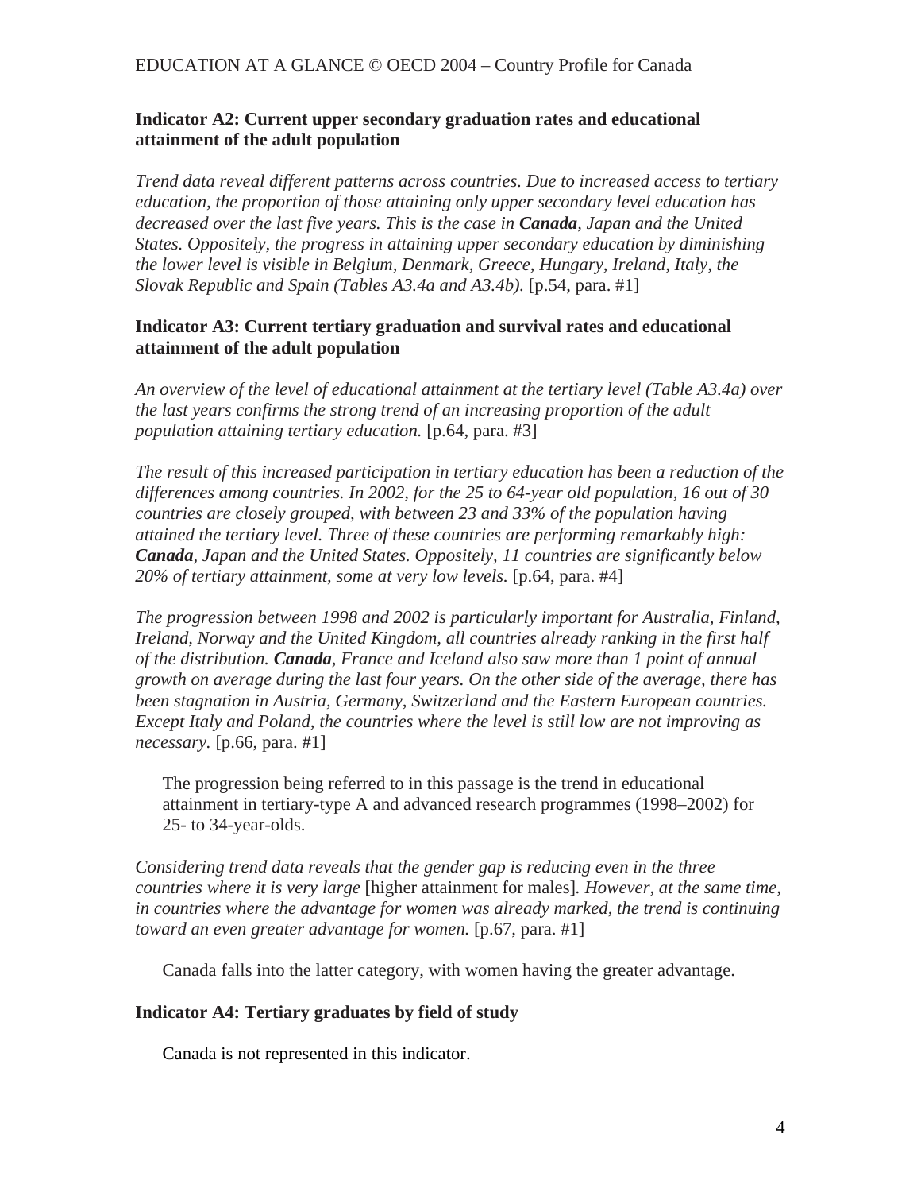### Indicator A2: Current upper secondary graduation rates and educational attainment of the adult population

*Trend data reveal different patterns across countries. Due to increased access to tertiary education, the proportion of those attaining only upper secondary level education has decreased over the last five years. This is the case in **Canada**, Japan and the United States. Oppositely, the progress in attaining upper secondary education by diminishing the lower level is visible in Belgium, Denmark, Greece, Hungary, Ireland, Italy, the Slovak Republic and Spain (Tables A3.4a and A3.4b).* [p.54, para. #1]

### Indicator A3: Current tertiary graduation and survival rates and educational attainment of the adult population

*An overview of the level of educational attainment at the tertiary level (Table A3.4a) over the last years confirms the strong trend of an increasing proportion of the adult population attaining tertiary education.* [p.64, para. #3]

*The result of this increased participation in tertiary education has been a reduction of the differences among countries. In 2002, for the 25 to 64-year old population, 16 out of 30 countries are closely grouped, with between 23 and 33% of the population having attained the tertiary level. Three of these countries are performing remarkably high: **Canada**, Japan and the United States. Oppositely, 11 countries are significantly below 20% of tertiary attainment, some at very low levels.* [p.64, para. #4]

*The progression between 1998 and 2002 is particularly important for Australia, Finland, Ireland, Norway and the United Kingdom, all countries already ranking in the first half of the distribution. **Canada**, France and Iceland also saw more than 1 point of annual growth on average during the last four years. On the other side of the average, there has been stagnation in Austria, Germany, Switzerland and the Eastern European countries. Except Italy and Poland, the countries where the level is still low are not improving as necessary.* [p.66, para. #1]

> The progression being referred to in this passage is the trend in educational attainment in tertiary-type A and advanced research programmes (1998–2002) for 25- to 34-year-olds.

*Considering trend data reveals that the gender gap is reducing even in the three countries where it is very large* [higher attainment for males]*. However, at the same time, in countries where the advantage for women was already marked, the trend is continuing toward an even greater advantage for women.* [p.67, para. #1]

> Canada falls into the latter category, with women having the greater advantage.

### Indicator A4: Tertiary graduates by field of study

> Canada is not represented in this indicator.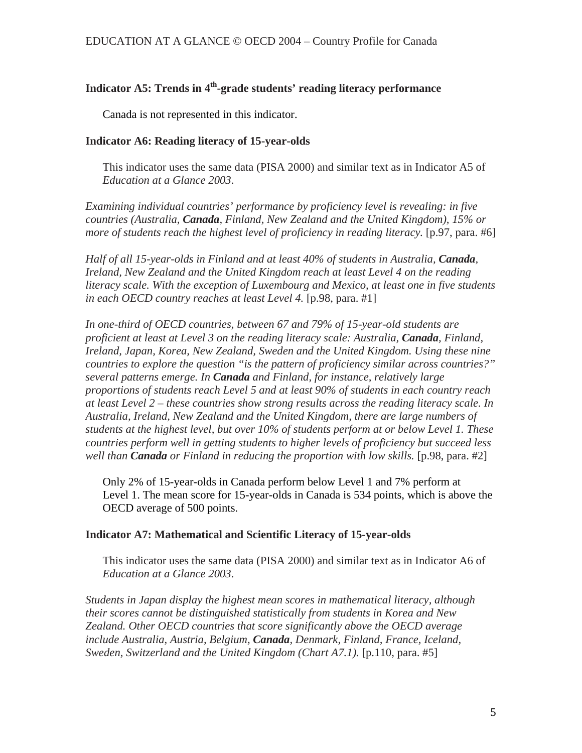### Indicator A5: Trends in 4th-grade students' reading literacy performance

Canada is not represented in this indicator.

### Indicator A6: Reading literacy of 15-year-olds

This indicator uses the same data (PISA 2000) and similar text as in Indicator A5 of *Education at a Glance 2003*.

*Examining individual countries' performance by proficiency level is revealing: in five countries (Australia, **Canada**, Finland, New Zealand and the United Kingdom), 15% or more of students reach the highest level of proficiency in reading literacy.* [p.97, para. #6]

*Half of all 15-year-olds in Finland and at least 40% of students in Australia, **Canada**, Ireland, New Zealand and the United Kingdom reach at least Level 4 on the reading literacy scale. With the exception of Luxembourg and Mexico, at least one in five students in each OECD country reaches at least Level 4.* [p.98, para. #1]

*In one-third of OECD countries, between 67 and 79% of 15-year-old students are proficient at least at Level 3 on the reading literacy scale: Australia, **Canada**, Finland, Ireland, Japan, Korea, New Zealand, Sweden and the United Kingdom. Using these nine countries to explore the question "is the pattern of proficiency similar across countries?" several patterns emerge. In **Canada** and Finland, for instance, relatively large proportions of students reach Level 5 and at least 90% of students in each country reach at least Level 2 – these countries show strong results across the reading literacy scale. In Australia, Ireland, New Zealand and the United Kingdom, there are large numbers of students at the highest level, but over 10% of students perform at or below Level 1. These countries perform well in getting students to higher levels of proficiency but succeed less well than **Canada** or Finland in reducing the proportion with low skills.* [p.98, para. #2]

Only 2% of 15-year-olds in Canada perform below Level 1 and 7% perform at Level 1. The mean score for 15-year-olds in Canada is 534 points, which is above the OECD average of 500 points.

### Indicator A7: Mathematical and Scientific Literacy of 15-year-olds

This indicator uses the same data (PISA 2000) and similar text as in Indicator A6 of *Education at a Glance 2003*.

*Students in Japan display the highest mean scores in mathematical literacy, although their scores cannot be distinguished statistically from students in Korea and New Zealand. Other OECD countries that score significantly above the OECD average include Australia, Austria, Belgium, **Canada**, Denmark, Finland, France, Iceland, Sweden, Switzerland and the United Kingdom (Chart A7.1).* [p.110, para. #5]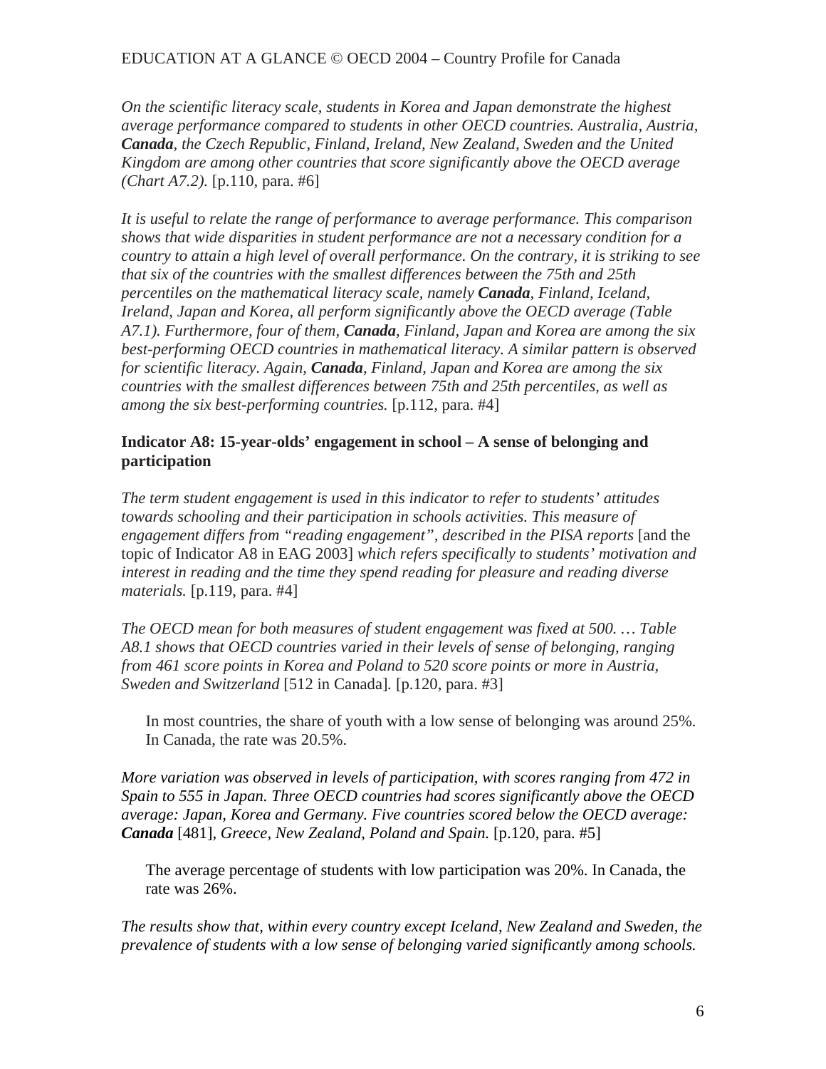*On the scientific literacy scale, students in Korea and Japan demonstrate the highest average performance compared to students in other OECD countries. Australia, Austria,* ***Canada****, the Czech Republic, Finland, Ireland, New Zealand, Sweden and the United Kingdom are among other countries that score significantly above the OECD average (Chart A7.2).* [p.110, para. #6]

*It is useful to relate the range of performance to average performance. This comparison shows that wide disparities in student performance are not a necessary condition for a country to attain a high level of overall performance. On the contrary, it is striking to see that six of the countries with the smallest differences between the 75th and 25th percentiles on the mathematical literacy scale, namely* ***Canada****, Finland, Iceland, Ireland, Japan and Korea, all perform significantly above the OECD average (Table A7.1). Furthermore, four of them,* ***Canada****, Finland, Japan and Korea are among the six best-performing OECD countries in mathematical literacy. A similar pattern is observed for scientific literacy. Again,* ***Canada****, Finland, Japan and Korea are among the six countries with the smallest differences between 75th and 25th percentiles, as well as among the six best-performing countries.* [p.112, para. #4]

**Indicator A8: 15-year-olds' engagement in school – A sense of belonging and participation**

*The term student engagement is used in this indicator to refer to students' attitudes towards schooling and their participation in schools activities. This measure of engagement differs from "reading engagement", described in the PISA reports* [and the topic of Indicator A8 in EAG 2003] *which refers specifically to students' motivation and interest in reading and the time they spend reading for pleasure and reading diverse materials.* [p.119, para. #4]

*The OECD mean for both measures of student engagement was fixed at 500. … Table A8.1 shows that OECD countries varied in their levels of sense of belonging, ranging from 461 score points in Korea and Poland to 520 score points or more in Austria, Sweden and Switzerland* [512 in Canada]*.* [p.120, para. #3]

> In most countries, the share of youth with a low sense of belonging was around 25%. In Canada, the rate was 20.5%.

*More variation was observed in levels of participation, with scores ranging from 472 in Spain to 555 in Japan. Three OECD countries had scores significantly above the OECD average: Japan, Korea and Germany. Five countries scored below the OECD average:* ***Canada*** [481]*, Greece, New Zealand, Poland and Spain.* [p.120, para. #5]

> The average percentage of students with low participation was 20%. In Canada, the rate was 26%.

*The results show that, within every country except Iceland, New Zealand and Sweden, the prevalence of students with a low sense of belonging varied significantly among schools.*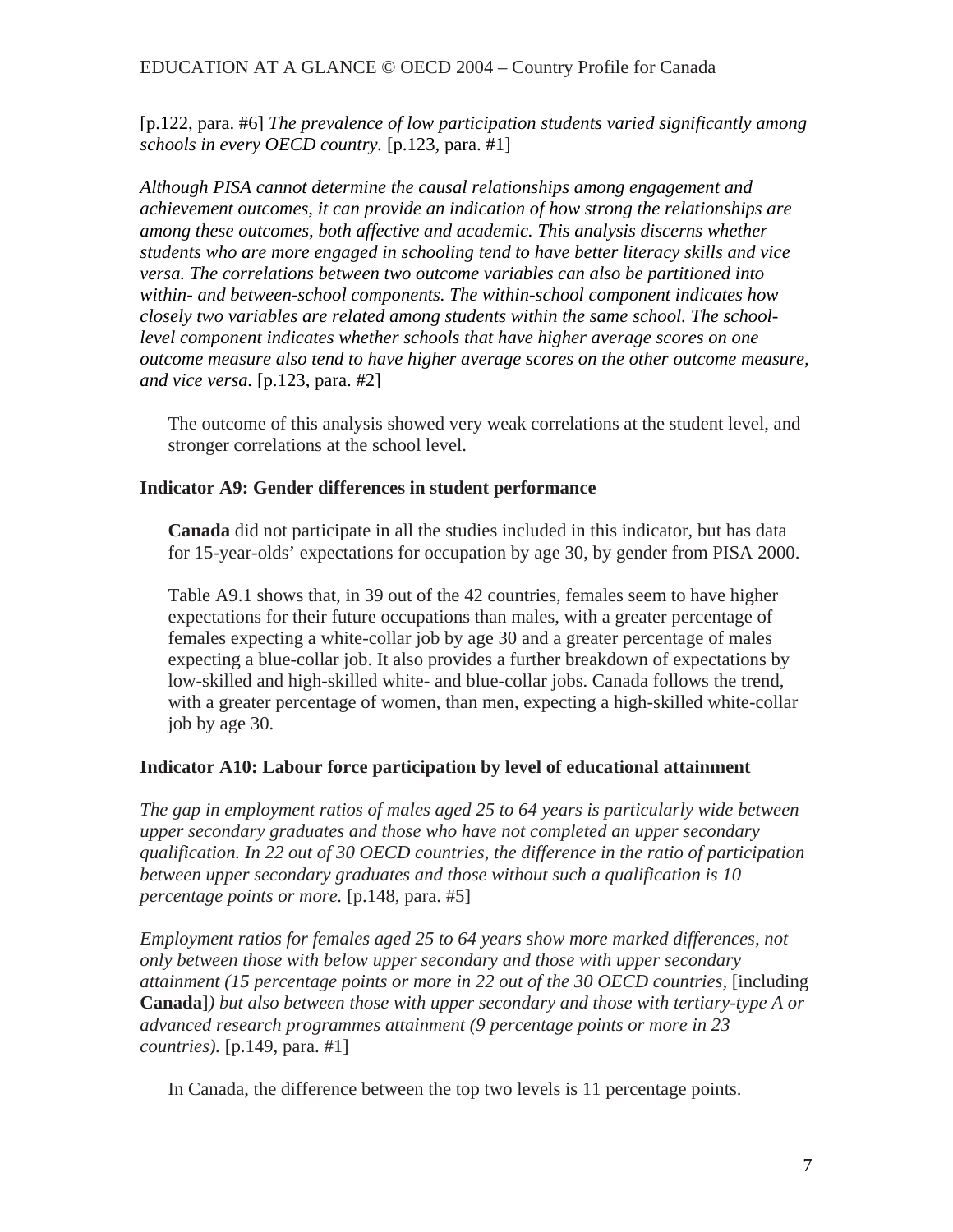[p.122, para. #6] *The prevalence of low participation students varied significantly among schools in every OECD country.* [p.123, para. #1]

*Although PISA cannot determine the causal relationships among engagement and achievement outcomes, it can provide an indication of how strong the relationships are among these outcomes, both affective and academic. This analysis discerns whether students who are more engaged in schooling tend to have better literacy skills and vice versa. The correlations between two outcome variables can also be partitioned into within- and between-school components. The within-school component indicates how closely two variables are related among students within the same school. The school-level component indicates whether schools that have higher average scores on one outcome measure also tend to have higher average scores on the other outcome measure, and vice versa.* [p.123, para. #2]

The outcome of this analysis showed very weak correlations at the student level, and stronger correlations at the school level.

**Indicator A9: Gender differences in student performance**

**Canada** did not participate in all the studies included in this indicator, but has data for 15-year-olds' expectations for occupation by age 30, by gender from PISA 2000.

Table A9.1 shows that, in 39 out of the 42 countries, females seem to have higher expectations for their future occupations than males, with a greater percentage of females expecting a white-collar job by age 30 and a greater percentage of males expecting a blue-collar job. It also provides a further breakdown of expectations by low-skilled and high-skilled white- and blue-collar jobs. Canada follows the trend, with a greater percentage of women, than men, expecting a high-skilled white-collar job by age 30.

**Indicator A10: Labour force participation by level of educational attainment**

*The gap in employment ratios of males aged 25 to 64 years is particularly wide between upper secondary graduates and those who have not completed an upper secondary qualification. In 22 out of 30 OECD countries, the difference in the ratio of participation between upper secondary graduates and those without such a qualification is 10 percentage points or more.* [p.148, para. #5]

*Employment ratios for females aged 25 to 64 years show more marked differences, not only between those with below upper secondary and those with upper secondary attainment (15 percentage points or more in 22 out of the 30 OECD countries,* [including **Canada**]*) but also between those with upper secondary and those with tertiary-type A or advanced research programmes attainment (9 percentage points or more in 23 countries).* [p.149, para. #1]

In Canada, the difference between the top two levels is 11 percentage points.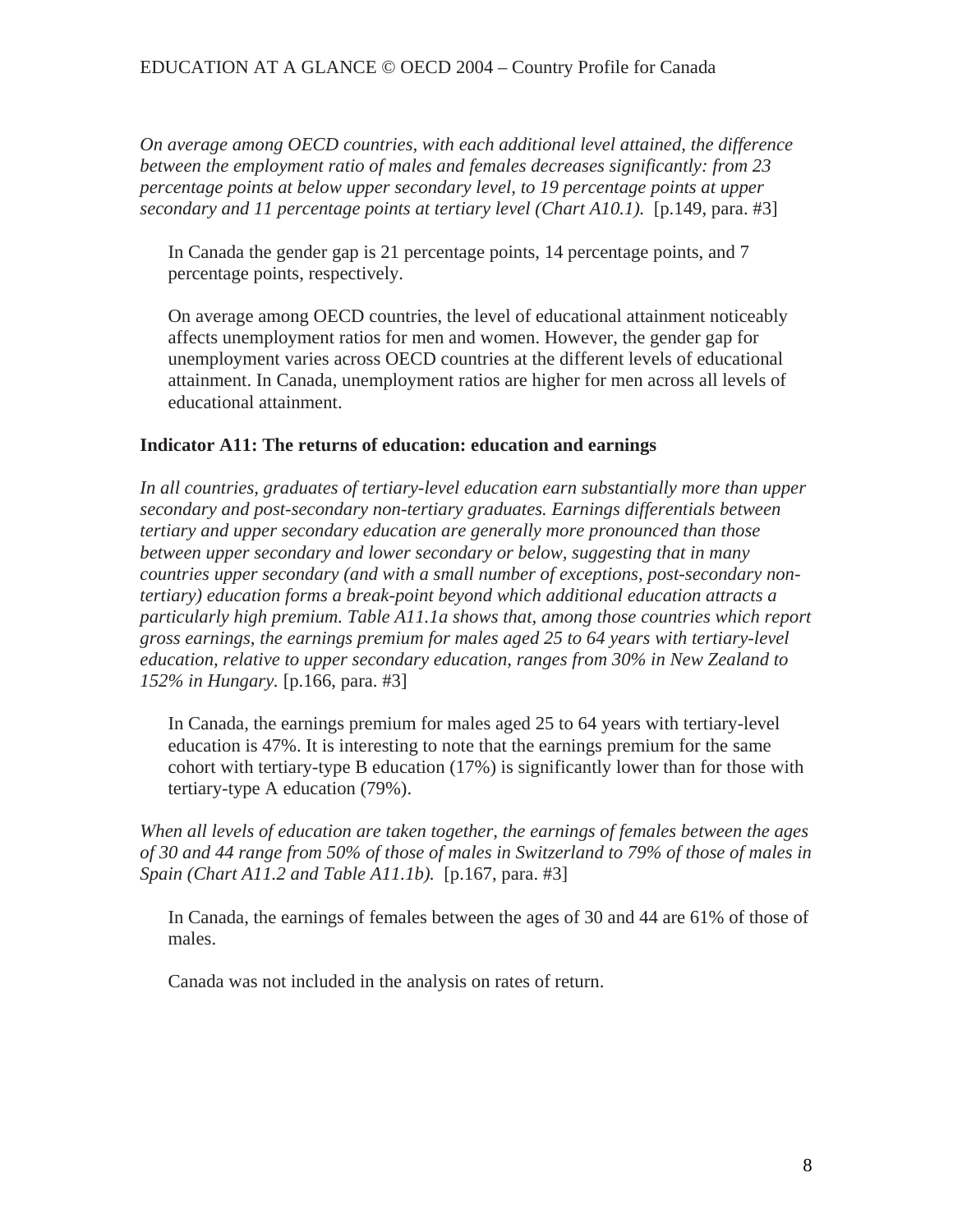*On average among OECD countries, with each additional level attained, the difference between the employment ratio of males and females decreases significantly: from 23 percentage points at below upper secondary level, to 19 percentage points at upper secondary and 11 percentage points at tertiary level (Chart A10.1).* [p.149, para. #3]

In Canada the gender gap is 21 percentage points, 14 percentage points, and 7 percentage points, respectively.

On average among OECD countries, the level of educational attainment noticeably affects unemployment ratios for men and women. However, the gender gap for unemployment varies across OECD countries at the different levels of educational attainment. In Canada, unemployment ratios are higher for men across all levels of educational attainment.

**Indicator A11: The returns of education: education and earnings**

*In all countries, graduates of tertiary-level education earn substantially more than upper secondary and post-secondary non-tertiary graduates. Earnings differentials between tertiary and upper secondary education are generally more pronounced than those between upper secondary and lower secondary or below, suggesting that in many countries upper secondary (and with a small number of exceptions, post-secondary non-tertiary) education forms a break-point beyond which additional education attracts a particularly high premium. Table A11.1a shows that, among those countries which report gross earnings, the earnings premium for males aged 25 to 64 years with tertiary-level education, relative to upper secondary education, ranges from 30% in New Zealand to 152% in Hungary.* [p.166, para. #3]

In Canada, the earnings premium for males aged 25 to 64 years with tertiary-level education is 47%. It is interesting to note that the earnings premium for the same cohort with tertiary-type B education (17%) is significantly lower than for those with tertiary-type A education (79%).

*When all levels of education are taken together, the earnings of females between the ages of 30 and 44 range from 50% of those of males in Switzerland to 79% of those of males in Spain (Chart A11.2 and Table A11.1b).* [p.167, para. #3]

In Canada, the earnings of females between the ages of 30 and 44 are 61% of those of males.

Canada was not included in the analysis on rates of return.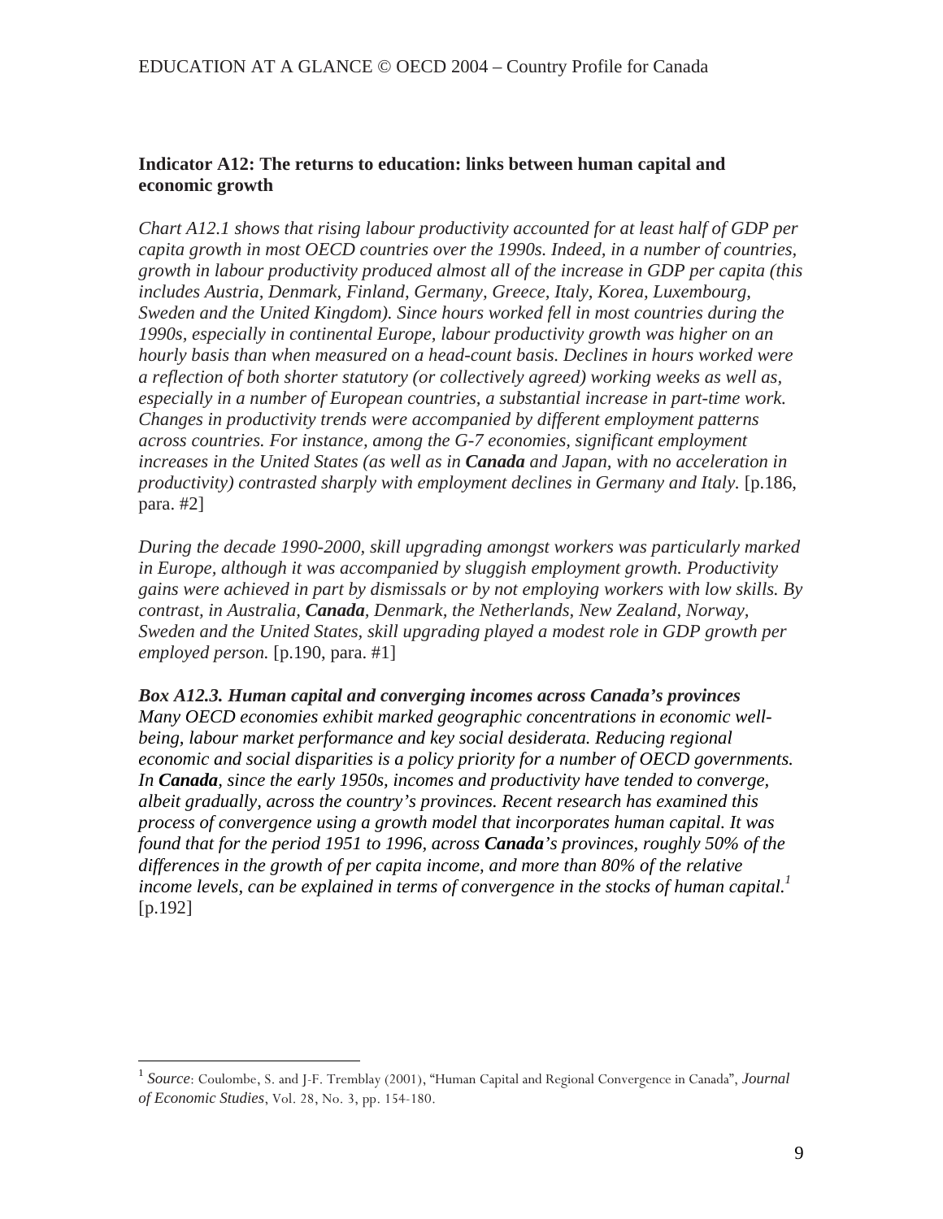### Indicator A12: The returns to education: links between human capital and economic growth

*Chart A12.1 shows that rising labour productivity accounted for at least half of GDP per capita growth in most OECD countries over the 1990s. Indeed, in a number of countries, growth in labour productivity produced almost all of the increase in GDP per capita (this includes Austria, Denmark, Finland, Germany, Greece, Italy, Korea, Luxembourg, Sweden and the United Kingdom). Since hours worked fell in most countries during the 1990s, especially in continental Europe, labour productivity growth was higher on an hourly basis than when measured on a head-count basis. Declines in hours worked were a reflection of both shorter statutory (or collectively agreed) working weeks as well as, especially in a number of European countries, a substantial increase in part-time work. Changes in productivity trends were accompanied by different employment patterns across countries. For instance, among the G-7 economies, significant employment increases in the United States (as well as in* ***Canada*** *and Japan, with no acceleration in productivity) contrasted sharply with employment declines in Germany and Italy.* [p.186, para. #2]

*During the decade 1990-2000, skill upgrading amongst workers was particularly marked in Europe, although it was accompanied by sluggish employment growth. Productivity gains were achieved in part by dismissals or by not employing workers with low skills. By contrast, in Australia,* ***Canada****, Denmark, the Netherlands, New Zealand, Norway, Sweden and the United States, skill upgrading played a modest role in GDP growth per employed person.* [p.190, para. #1]

***Box A12.3. Human capital and converging incomes across Canada's provinces***
*Many OECD economies exhibit marked geographic concentrations in economic well-being, labour market performance and key social desiderata. Reducing regional economic and social disparities is a policy priority for a number of OECD governments. In* ***Canada****, since the early 1950s, incomes and productivity have tended to converge, albeit gradually, across the country's provinces. Recent research has examined this process of convergence using a growth model that incorporates human capital. It was found that for the period 1951 to 1996, across* ***Canada****'s provinces, roughly 50% of the differences in the growth of per capita income, and more than 80% of the relative income levels, can be explained in terms of convergence in the stocks of human capital.*[1] [p.192]

---

[1] *Source*: Coulombe, S. and J-F. Tremblay (2001), "Human Capital and Regional Convergence in Canada", *Journal of Economic Studies*, Vol. 28, No. 3, pp. 154-180.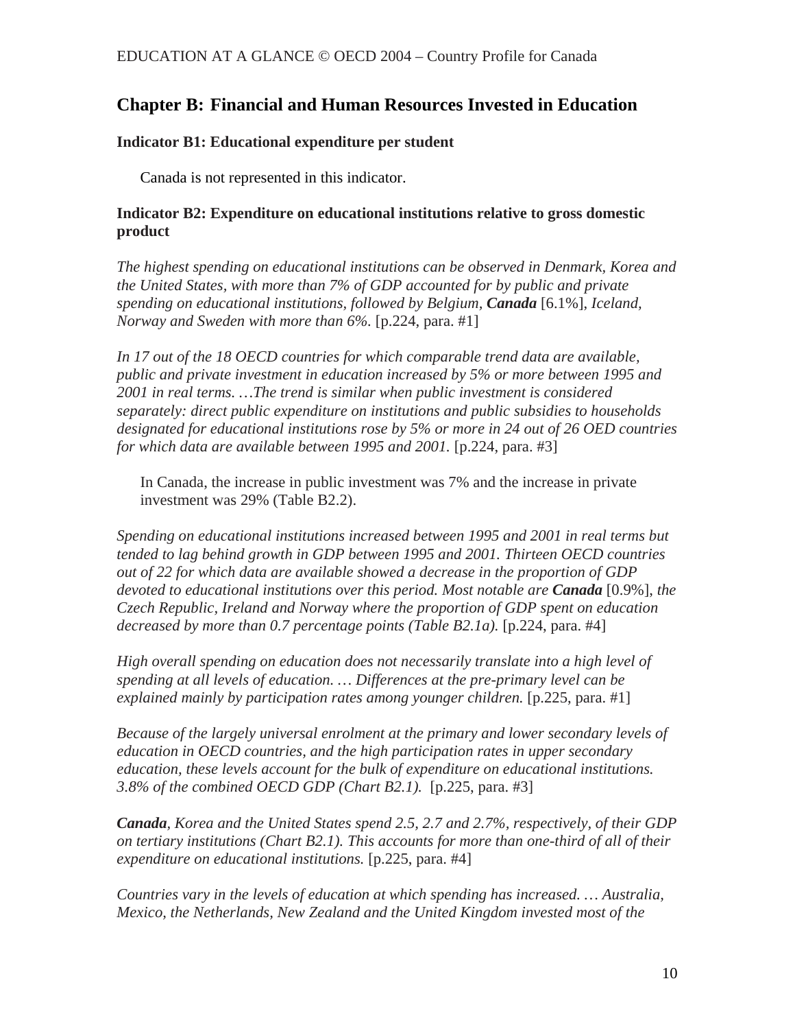## Chapter B: Financial and Human Resources Invested in Education

### Indicator B1: Educational expenditure per student

Canada is not represented in this indicator.

### Indicator B2: Expenditure on educational institutions relative to gross domestic product

*The highest spending on educational institutions can be observed in Denmark, Korea and the United States, with more than 7% of GDP accounted for by public and private spending on educational institutions, followed by Belgium, **Canada*** [6.1%]*, Iceland, Norway and Sweden with more than 6%.* [p.224, para. #1]

*In 17 out of the 18 OECD countries for which comparable trend data are available, public and private investment in education increased by 5% or more between 1995 and 2001 in real terms. …The trend is similar when public investment is considered separately: direct public expenditure on institutions and public subsidies to households designated for educational institutions rose by 5% or more in 24 out of 26 OED countries for which data are available between 1995 and 2001.* [p.224, para. #3]

In Canada, the increase in public investment was 7% and the increase in private investment was 29% (Table B2.2).

*Spending on educational institutions increased between 1995 and 2001 in real terms but tended to lag behind growth in GDP between 1995 and 2001. Thirteen OECD countries out of 22 for which data are available showed a decrease in the proportion of GDP devoted to educational institutions over this period. Most notable are **Canada*** [0.9%]*, the Czech Republic, Ireland and Norway where the proportion of GDP spent on education decreased by more than 0.7 percentage points (Table B2.1a).* [p.224, para. #4]

*High overall spending on education does not necessarily translate into a high level of spending at all levels of education. … Differences at the pre-primary level can be explained mainly by participation rates among younger children.* [p.225, para. #1]

*Because of the largely universal enrolment at the primary and lower secondary levels of education in OECD countries, and the high participation rates in upper secondary education, these levels account for the bulk of expenditure on educational institutions. 3.8% of the combined OECD GDP (Chart B2.1).* [p.225, para. #3]

***Canada**, Korea and the United States spend 2.5, 2.7 and 2.7%, respectively, of their GDP on tertiary institutions (Chart B2.1). This accounts for more than one-third of all of their expenditure on educational institutions.* [p.225, para. #4]

*Countries vary in the levels of education at which spending has increased. … Australia, Mexico, the Netherlands, New Zealand and the United Kingdom invested most of the*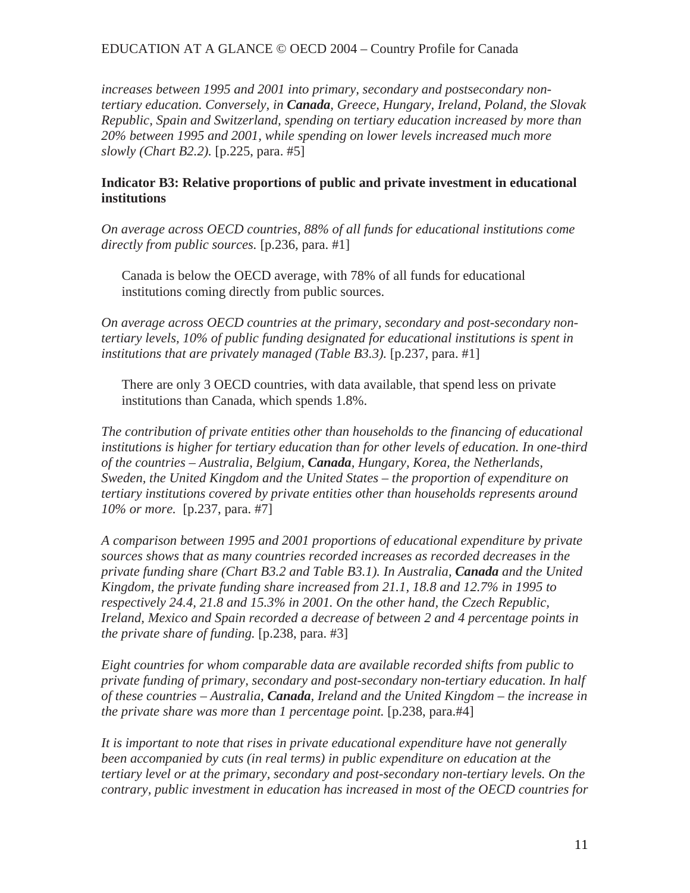*increases between 1995 and 2001 into primary, secondary and postsecondary non-tertiary education. Conversely, in **Canada**, Greece, Hungary, Ireland, Poland, the Slovak Republic, Spain and Switzerland, spending on tertiary education increased by more than 20% between 1995 and 2001, while spending on lower levels increased much more slowly (Chart B2.2).* [p.225, para. #5]

**Indicator B3: Relative proportions of public and private investment in educational institutions**

*On average across OECD countries, 88% of all funds for educational institutions come directly from public sources.* [p.236, para. #1]

> Canada is below the OECD average, with 78% of all funds for educational institutions coming directly from public sources.

*On average across OECD countries at the primary, secondary and post-secondary non-tertiary levels, 10% of public funding designated for educational institutions is spent in institutions that are privately managed (Table B3.3).* [p.237, para. #1]

> There are only 3 OECD countries, with data available, that spend less on private institutions than Canada, which spends 1.8%.

*The contribution of private entities other than households to the financing of educational institutions is higher for tertiary education than for other levels of education. In one-third of the countries – Australia, Belgium, **Canada**, Hungary, Korea, the Netherlands, Sweden, the United Kingdom and the United States – the proportion of expenditure on tertiary institutions covered by private entities other than households represents around 10% or more.* [p.237, para. #7]

*A comparison between 1995 and 2001 proportions of educational expenditure by private sources shows that as many countries recorded increases as recorded decreases in the private funding share (Chart B3.2 and Table B3.1). In Australia, **Canada** and the United Kingdom, the private funding share increased from 21.1, 18.8 and 12.7% in 1995 to respectively 24.4, 21.8 and 15.3% in 2001. On the other hand, the Czech Republic, Ireland, Mexico and Spain recorded a decrease of between 2 and 4 percentage points in the private share of funding.* [p.238, para. #3]

*Eight countries for whom comparable data are available recorded shifts from public to private funding of primary, secondary and post-secondary non-tertiary education. In half of these countries – Australia, **Canada**, Ireland and the United Kingdom – the increase in the private share was more than 1 percentage point.* [p.238, para.#4]

*It is important to note that rises in private educational expenditure have not generally been accompanied by cuts (in real terms) in public expenditure on education at the tertiary level or at the primary, secondary and post-secondary non-tertiary levels. On the contrary, public investment in education has increased in most of the OECD countries for*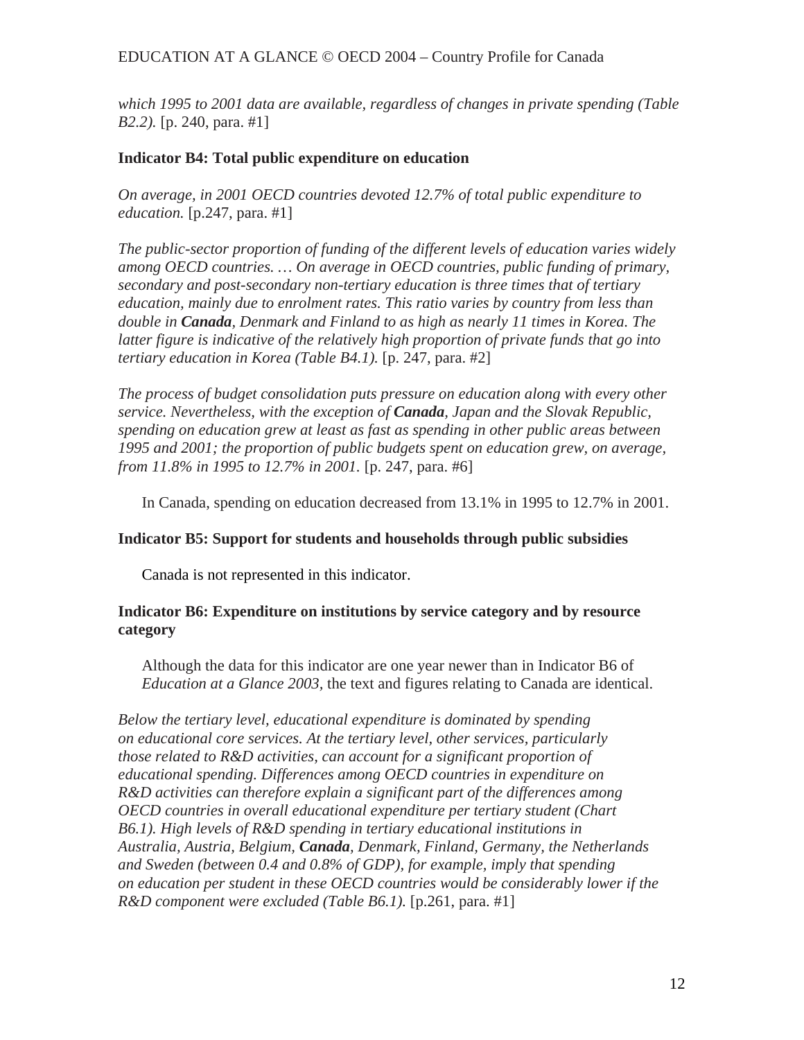*which 1995 to 2001 data are available, regardless of changes in private spending (Table B2.2).* [p. 240, para. #1]

### Indicator B4: Total public expenditure on education

*On average, in 2001 OECD countries devoted 12.7% of total public expenditure to education.* [p.247, para. #1]

*The public-sector proportion of funding of the different levels of education varies widely among OECD countries. … On average in OECD countries, public funding of primary, secondary and post-secondary non-tertiary education is three times that of tertiary education, mainly due to enrolment rates. This ratio varies by country from less than double in **Canada**, Denmark and Finland to as high as nearly 11 times in Korea. The latter figure is indicative of the relatively high proportion of private funds that go into tertiary education in Korea (Table B4.1).* [p. 247, para. #2]

*The process of budget consolidation puts pressure on education along with every other service. Nevertheless, with the exception of **Canada**, Japan and the Slovak Republic, spending on education grew at least as fast as spending in other public areas between 1995 and 2001; the proportion of public budgets spent on education grew, on average, from 11.8% in 1995 to 12.7% in 2001.* [p. 247, para. #6]

In Canada, spending on education decreased from 13.1% in 1995 to 12.7% in 2001.

### Indicator B5: Support for students and households through public subsidies

Canada is not represented in this indicator.

### Indicator B6: Expenditure on institutions by service category and by resource category

Although the data for this indicator are one year newer than in Indicator B6 of *Education at a Glance 2003*, the text and figures relating to Canada are identical.

*Below the tertiary level, educational expenditure is dominated by spending on educational core services. At the tertiary level, other services, particularly those related to R&D activities, can account for a significant proportion of educational spending. Differences among OECD countries in expenditure on R&D activities can therefore explain a significant part of the differences among OECD countries in overall educational expenditure per tertiary student (Chart B6.1). High levels of R&D spending in tertiary educational institutions in Australia, Austria, Belgium, **Canada**, Denmark, Finland, Germany, the Netherlands and Sweden (between 0.4 and 0.8% of GDP), for example, imply that spending on education per student in these OECD countries would be considerably lower if the R&D component were excluded (Table B6.1).* [p.261, para. #1]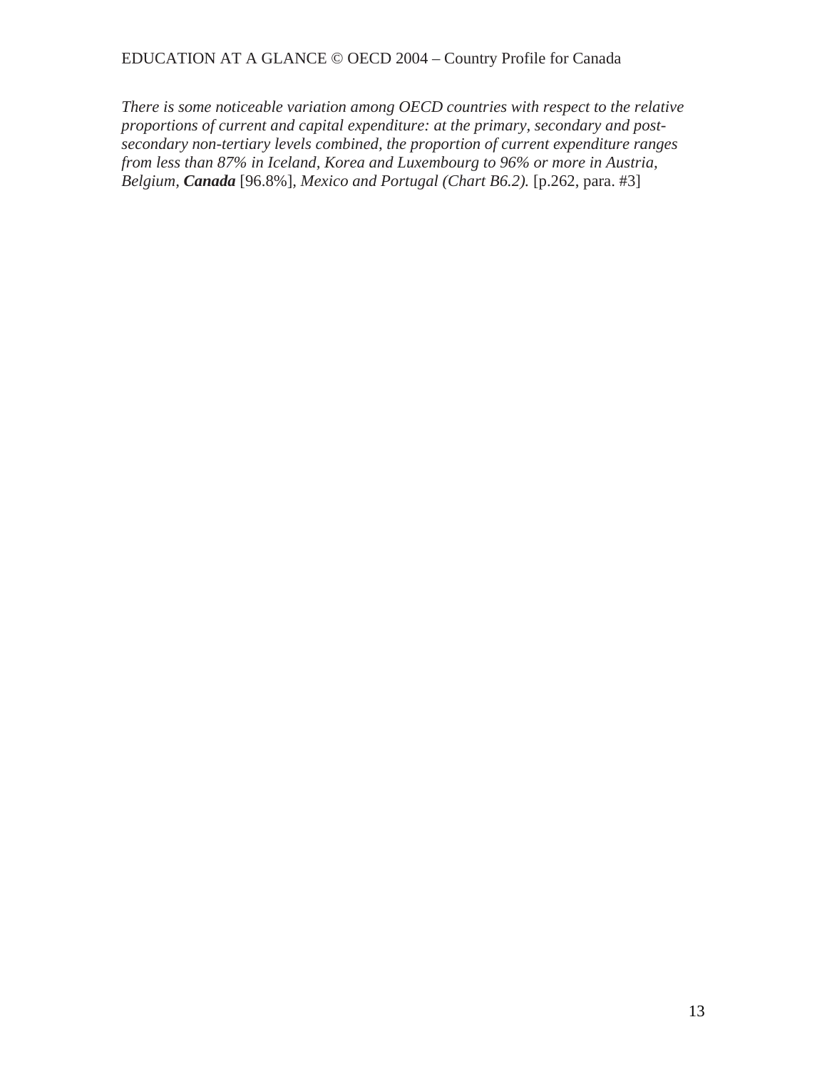*There is some noticeable variation among OECD countries with respect to the relative proportions of current and capital expenditure: at the primary, secondary and post-secondary non-tertiary levels combined, the proportion of current expenditure ranges from less than 87% in Iceland, Korea and Luxembourg to 96% or more in Austria, Belgium,* ***Canada*** [96.8%], *Mexico and Portugal (Chart B6.2).* [p.262, para. #3]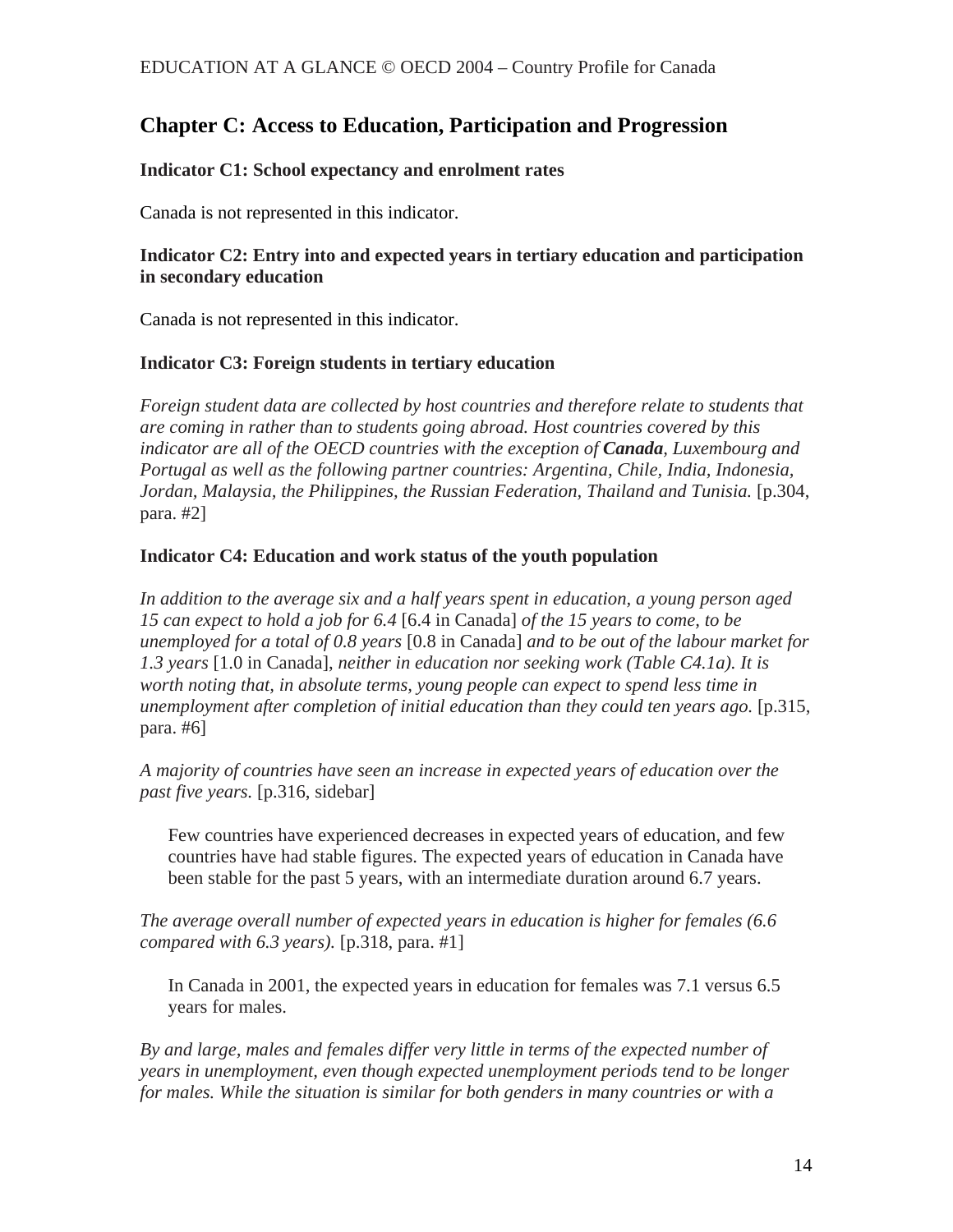## Chapter C: Access to Education, Participation and Progression

### Indicator C1: School expectancy and enrolment rates

Canada is not represented in this indicator.

### Indicator C2: Entry into and expected years in tertiary education and participation in secondary education

Canada is not represented in this indicator.

### Indicator C3: Foreign students in tertiary education

*Foreign student data are collected by host countries and therefore relate to students that are coming in rather than to students going abroad. Host countries covered by this indicator are all of the OECD countries with the exception of **Canada**, Luxembourg and Portugal as well as the following partner countries: Argentina, Chile, India, Indonesia, Jordan, Malaysia, the Philippines, the Russian Federation, Thailand and Tunisia.* [p.304, para. #2]

### Indicator C4: Education and work status of the youth population

*In addition to the average six and a half years spent in education, a young person aged 15 can expect to hold a job for 6.4* [6.4 in Canada] *of the 15 years to come, to be unemployed for a total of 0.8 years* [0.8 in Canada] *and to be out of the labour market for 1.3 years* [1.0 in Canada], *neither in education nor seeking work (Table C4.1a). It is worth noting that, in absolute terms, young people can expect to spend less time in unemployment after completion of initial education than they could ten years ago.* [p.315, para. #6]

*A majority of countries have seen an increase in expected years of education over the past five years.* [p.316, sidebar]

> Few countries have experienced decreases in expected years of education, and few countries have had stable figures. The expected years of education in Canada have been stable for the past 5 years, with an intermediate duration around 6.7 years.

*The average overall number of expected years in education is higher for females (6.6 compared with 6.3 years).* [p.318, para. #1]

> In Canada in 2001, the expected years in education for females was 7.1 versus 6.5 years for males.

*By and large, males and females differ very little in terms of the expected number of years in unemployment, even though expected unemployment periods tend to be longer for males. While the situation is similar for both genders in many countries or with a*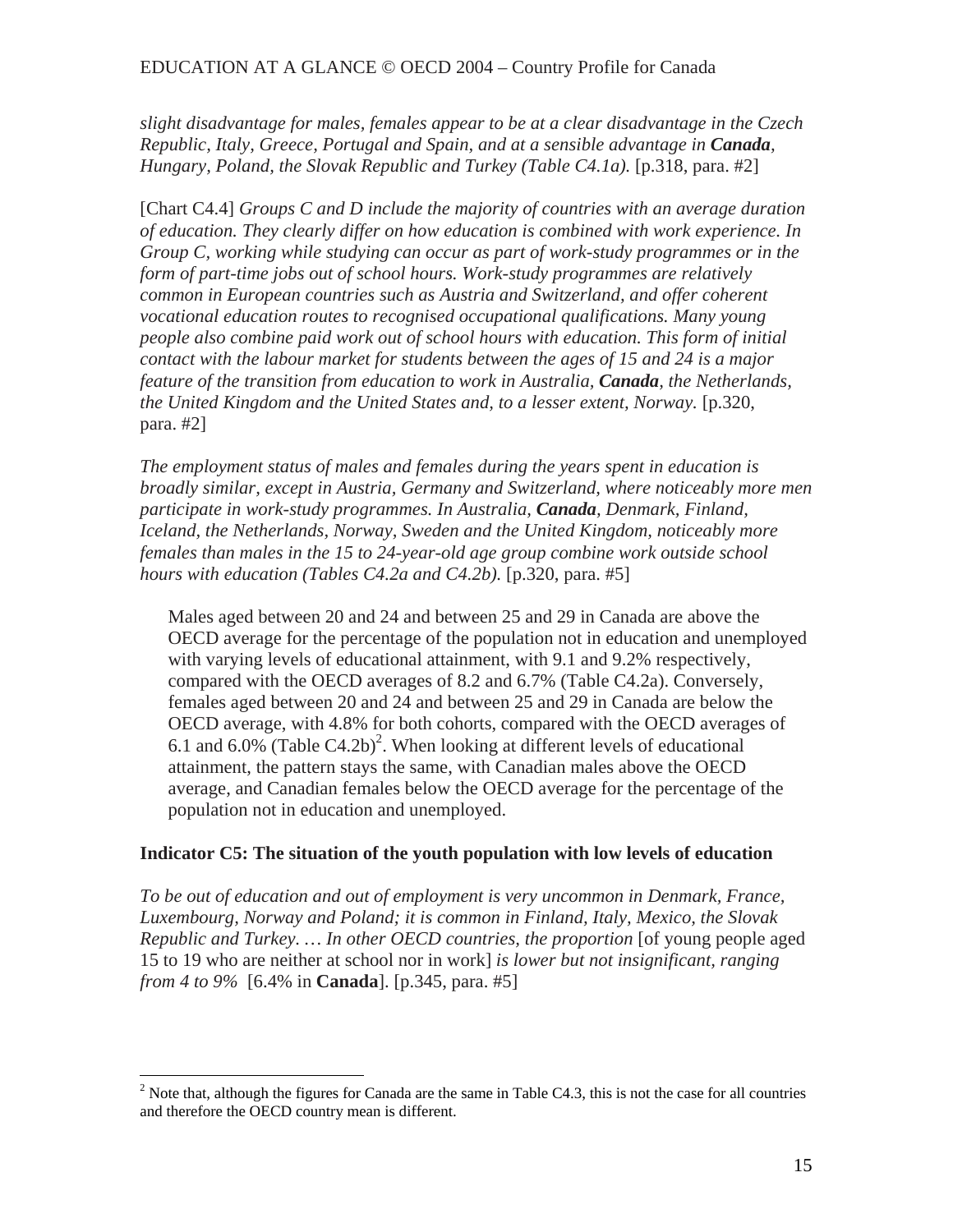*slight disadvantage for males, females appear to be at a clear disadvantage in the Czech Republic, Italy, Greece, Portugal and Spain, and at a sensible advantage in* ***Canada****, Hungary, Poland, the Slovak Republic and Turkey (Table C4.1a).* [p.318, para. #2]

[Chart C4.4] *Groups C and D include the majority of countries with an average duration of education. They clearly differ on how education is combined with work experience. In Group C, working while studying can occur as part of work-study programmes or in the form of part-time jobs out of school hours. Work-study programmes are relatively common in European countries such as Austria and Switzerland, and offer coherent vocational education routes to recognised occupational qualifications. Many young people also combine paid work out of school hours with education. This form of initial contact with the labour market for students between the ages of 15 and 24 is a major feature of the transition from education to work in Australia,* ***Canada****, the Netherlands, the United Kingdom and the United States and, to a lesser extent, Norway.* [p.320, para. #2]

*The employment status of males and females during the years spent in education is broadly similar, except in Austria, Germany and Switzerland, where noticeably more men participate in work-study programmes. In Australia,* ***Canada****, Denmark, Finland, Iceland, the Netherlands, Norway, Sweden and the United Kingdom, noticeably more females than males in the 15 to 24-year-old age group combine work outside school hours with education (Tables C4.2a and C4.2b).* [p.320, para. #5]

> Males aged between 20 and 24 and between 25 and 29 in Canada are above the OECD average for the percentage of the population not in education and unemployed with varying levels of educational attainment, with 9.1 and 9.2% respectively, compared with the OECD averages of 8.2 and 6.7% (Table C4.2a). Conversely, females aged between 20 and 24 and between 25 and 29 in Canada are below the OECD average, with 4.8% for both cohorts, compared with the OECD averages of 6.1 and 6.0% (Table C4.2b)[2]. When looking at different levels of educational attainment, the pattern stays the same, with Canadian males above the OECD average, and Canadian females below the OECD average for the percentage of the population not in education and unemployed.

**Indicator C5: The situation of the youth population with low levels of education**

*To be out of education and out of employment is very uncommon in Denmark, France, Luxembourg, Norway and Poland; it is common in Finland, Italy, Mexico, the Slovak Republic and Turkey. … In other OECD countries, the proportion* [of young people aged 15 to 19 who are neither at school nor in work] *is lower but not insignificant, ranging from 4 to 9%* [6.4% in **Canada**]. [p.345, para. #5]

---

[2] Note that, although the figures for Canada are the same in Table C4.3, this is not the case for all countries and therefore the OECD country mean is different.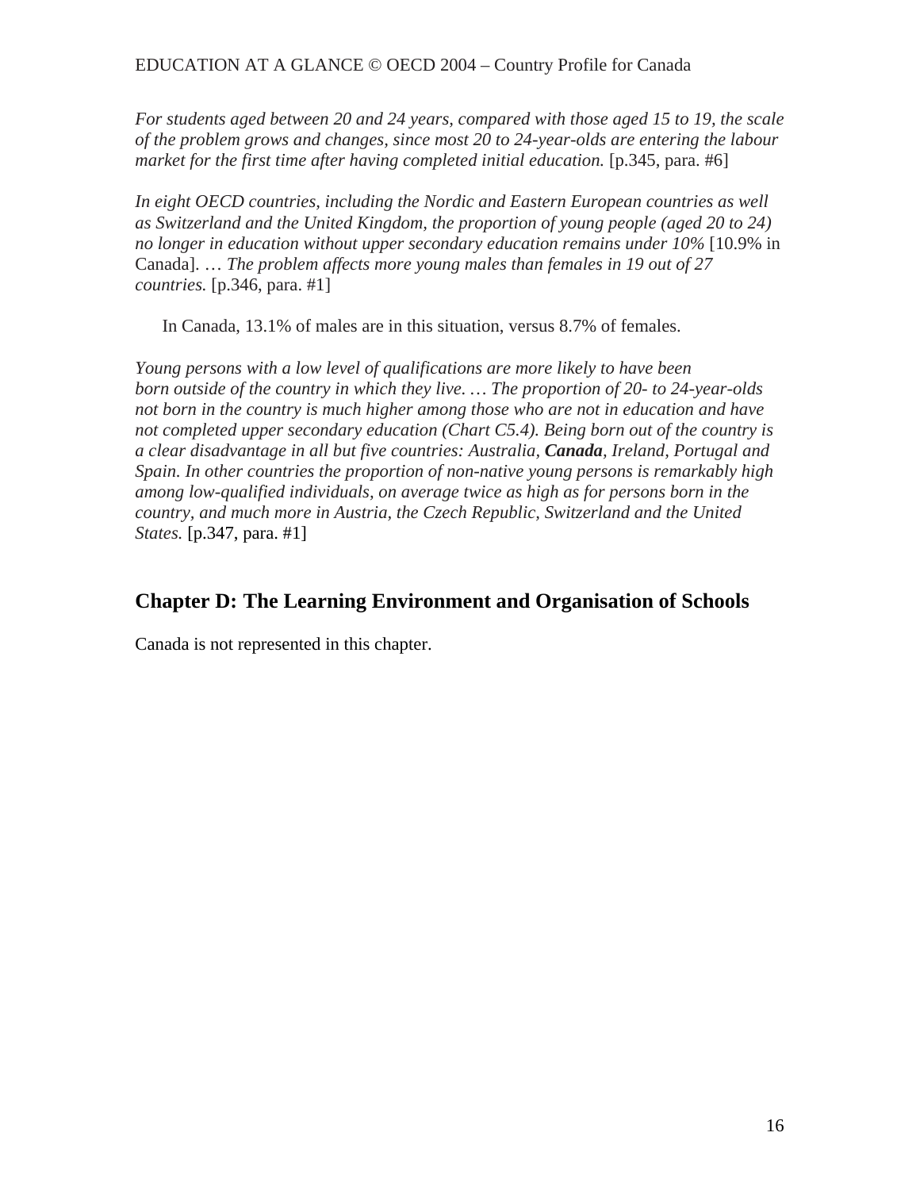*For students aged between 20 and 24 years, compared with those aged 15 to 19, the scale of the problem grows and changes, since most 20 to 24-year-olds are entering the labour market for the first time after having completed initial education.* [p.345, para. #6]

*In eight OECD countries, including the Nordic and Eastern European countries as well as Switzerland and the United Kingdom, the proportion of young people (aged 20 to 24) no longer in education without upper secondary education remains under 10%* [10.9% in Canada]. … *The problem affects more young males than females in 19 out of 27 countries.* [p.346, para. #1]

In Canada, 13.1% of males are in this situation, versus 8.7% of females.

*Young persons with a low level of qualifications are more likely to have been born outside of the country in which they live. … The proportion of 20- to 24-year-olds not born in the country is much higher among those who are not in education and have not completed upper secondary education (Chart C5.4). Being born out of the country is a clear disadvantage in all but five countries: Australia,* ***Canada****, Ireland, Portugal and Spain. In other countries the proportion of non-native young persons is remarkably high among low-qualified individuals, on average twice as high as for persons born in the country, and much more in Austria, the Czech Republic, Switzerland and the United States.* [p.347, para. #1]

## Chapter D: The Learning Environment and Organisation of Schools

Canada is not represented in this chapter.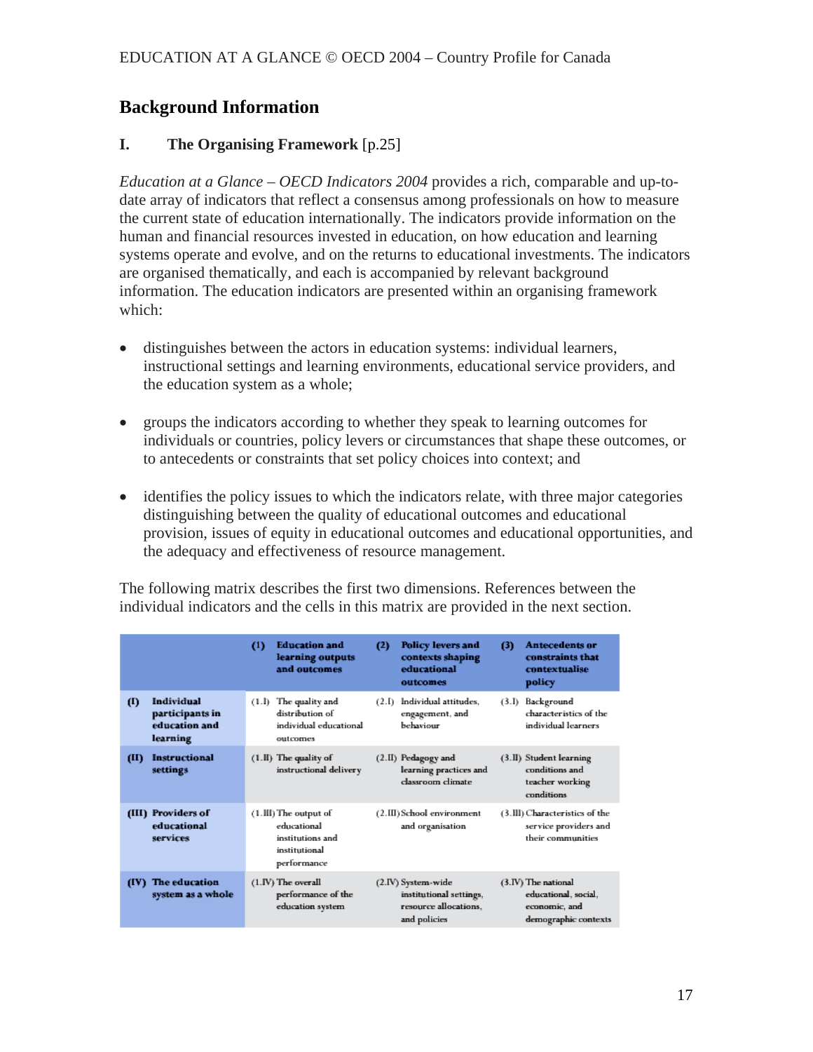## Background Information

### I. The Organising Framework [p.25]

*Education at a Glance – OECD Indicators 2004* provides a rich, comparable and up-to-date array of indicators that reflect a consensus among professionals on how to measure the current state of education internationally. The indicators provide information on the human and financial resources invested in education, on how education and learning systems operate and evolve, and on the returns to educational investments. The indicators are organised thematically, and each is accompanied by relevant background information. The education indicators are presented within an organising framework which:

- distinguishes between the actors in education systems: individual learners, instructional settings and learning environments, educational service providers, and the education system as a whole;
- groups the indicators according to whether they speak to learning outcomes for individuals or countries, policy levers or circumstances that shape these outcomes, or to antecedents or constraints that set policy choices into context; and
- identifies the policy issues to which the indicators relate, with three major categories distinguishing between the quality of educational outcomes and educational provision, issues of equity in educational outcomes and educational opportunities, and the adequacy and effectiveness of resource management.

The following matrix describes the first two dimensions. References between the individual indicators and the cells in this matrix are provided in the next section.

| | **(1) Education and learning outputs and outcomes** | **(2) Policy levers and contexts shaping educational outcomes** | **(3) Antecedents or constraints that contextualise policy** |
|---|---|---|---|
| **(I) Individual participants in education and learning** | (1.I) The quality and distribution of individual educational outcomes | (2.I) Individual attitudes, engagement, and behaviour | (3.I) Background characteristics of the individual learners |
| **(II) Instructional settings** | (1.II) The quality of instructional delivery | (2.II) Pedagogy and learning practices and classroom climate | (3.II) Student learning conditions and teacher working conditions |
| **(III) Providers of educational services** | (1.III) The output of educational institutions and institutional performance | (2.III) School environment and organisation | (3.III) Characteristics of the service providers and their communities |
| **(IV) The education system as a whole** | (1.IV) The overall performance of the education system | (2.IV) System-wide institutional settings, resource allocations, and policies | (3.IV) The national educational, social, economic, and demographic contexts |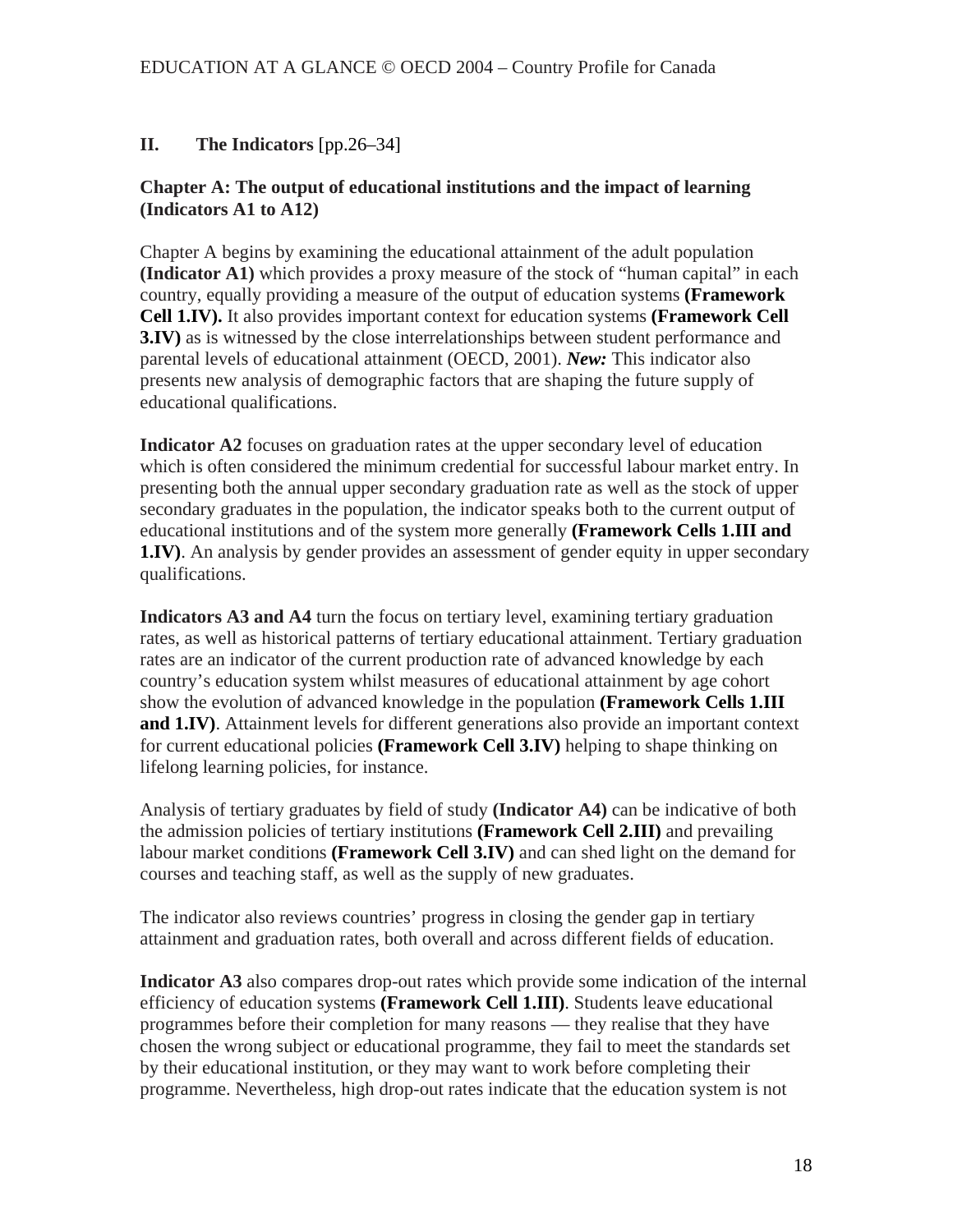## II. The Indicators [pp.26–34]

### Chapter A: The output of educational institutions and the impact of learning (Indicators A1 to A12)

Chapter A begins by examining the educational attainment of the adult population **(Indicator A1)** which provides a proxy measure of the stock of "human capital" in each country, equally providing a measure of the output of education systems **(Framework Cell 1.IV).** It also provides important context for education systems **(Framework Cell 3.IV)** as is witnessed by the close interrelationships between student performance and parental levels of educational attainment (OECD, 2001). ***New:*** This indicator also presents new analysis of demographic factors that are shaping the future supply of educational qualifications.

**Indicator A2** focuses on graduation rates at the upper secondary level of education which is often considered the minimum credential for successful labour market entry. In presenting both the annual upper secondary graduation rate as well as the stock of upper secondary graduates in the population, the indicator speaks both to the current output of educational institutions and of the system more generally **(Framework Cells 1.III and 1.IV)**. An analysis by gender provides an assessment of gender equity in upper secondary qualifications.

**Indicators A3 and A4** turn the focus on tertiary level, examining tertiary graduation rates, as well as historical patterns of tertiary educational attainment. Tertiary graduation rates are an indicator of the current production rate of advanced knowledge by each country's education system whilst measures of educational attainment by age cohort show the evolution of advanced knowledge in the population **(Framework Cells 1.III and 1.IV)**. Attainment levels for different generations also provide an important context for current educational policies **(Framework Cell 3.IV)** helping to shape thinking on lifelong learning policies, for instance.

Analysis of tertiary graduates by field of study **(Indicator A4)** can be indicative of both the admission policies of tertiary institutions **(Framework Cell 2.III)** and prevailing labour market conditions **(Framework Cell 3.IV)** and can shed light on the demand for courses and teaching staff, as well as the supply of new graduates.

The indicator also reviews countries' progress in closing the gender gap in tertiary attainment and graduation rates, both overall and across different fields of education.

**Indicator A3** also compares drop-out rates which provide some indication of the internal efficiency of education systems **(Framework Cell 1.III)**. Students leave educational programmes before their completion for many reasons — they realise that they have chosen the wrong subject or educational programme, they fail to meet the standards set by their educational institution, or they may want to work before completing their programme. Nevertheless, high drop-out rates indicate that the education system is not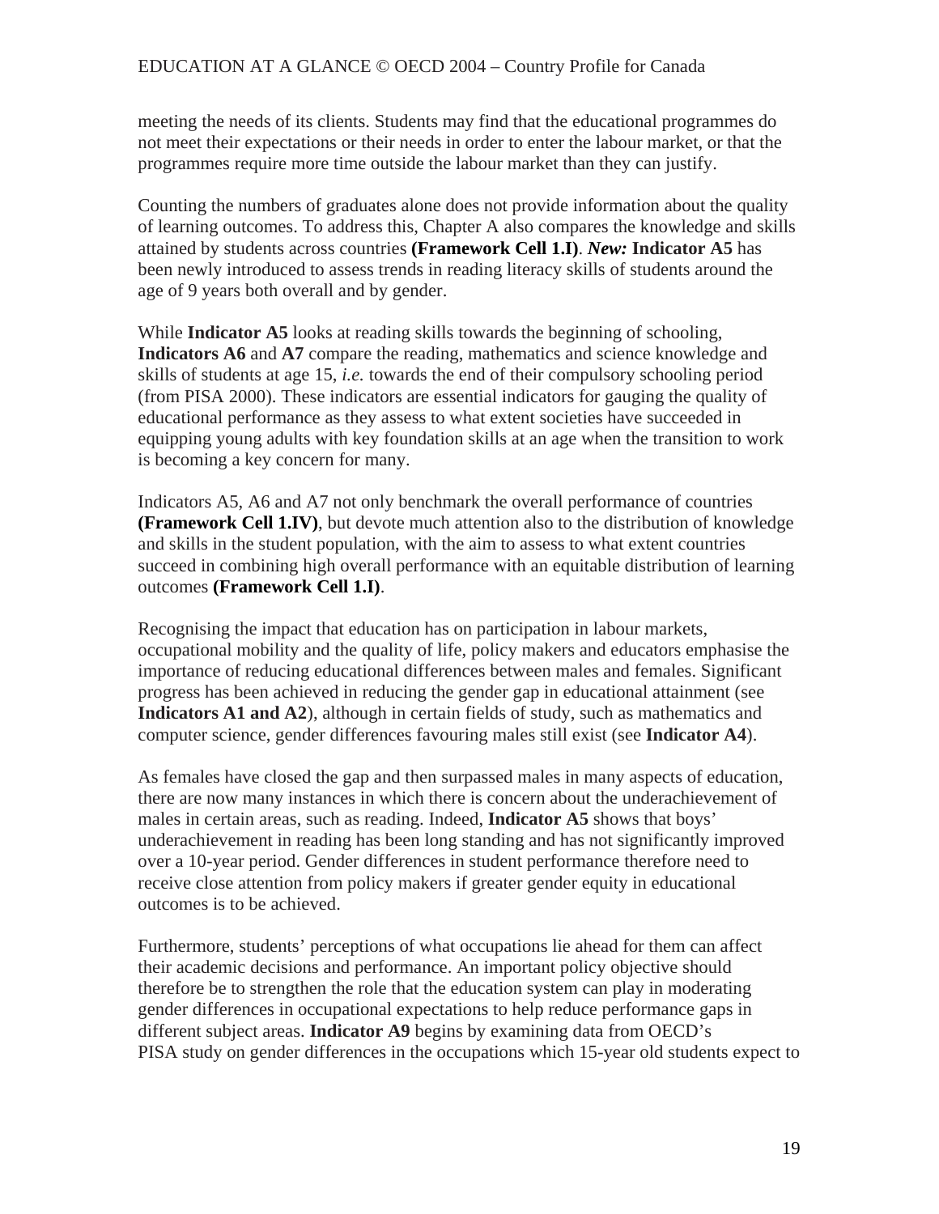meeting the needs of its clients. Students may find that the educational programmes do not meet their expectations or their needs in order to enter the labour market, or that the programmes require more time outside the labour market than they can justify.

Counting the numbers of graduates alone does not provide information about the quality of learning outcomes. To address this, Chapter A also compares the knowledge and skills attained by students across countries **(Framework Cell 1.I)**. ***New:*** **Indicator A5** has been newly introduced to assess trends in reading literacy skills of students around the age of 9 years both overall and by gender.

While **Indicator A5** looks at reading skills towards the beginning of schooling, **Indicators A6** and **A7** compare the reading, mathematics and science knowledge and skills of students at age 15, *i.e.* towards the end of their compulsory schooling period (from PISA 2000). These indicators are essential indicators for gauging the quality of educational performance as they assess to what extent societies have succeeded in equipping young adults with key foundation skills at an age when the transition to work is becoming a key concern for many.

Indicators A5, A6 and A7 not only benchmark the overall performance of countries **(Framework Cell 1.IV)**, but devote much attention also to the distribution of knowledge and skills in the student population, with the aim to assess to what extent countries succeed in combining high overall performance with an equitable distribution of learning outcomes **(Framework Cell 1.I)**.

Recognising the impact that education has on participation in labour markets, occupational mobility and the quality of life, policy makers and educators emphasise the importance of reducing educational differences between males and females. Significant progress has been achieved in reducing the gender gap in educational attainment (see **Indicators A1 and A2**), although in certain fields of study, such as mathematics and computer science, gender differences favouring males still exist (see **Indicator A4**).

As females have closed the gap and then surpassed males in many aspects of education, there are now many instances in which there is concern about the underachievement of males in certain areas, such as reading. Indeed, **Indicator A5** shows that boys' underachievement in reading has been long standing and has not significantly improved over a 10-year period. Gender differences in student performance therefore need to receive close attention from policy makers if greater gender equity in educational outcomes is to be achieved.

Furthermore, students' perceptions of what occupations lie ahead for them can affect their academic decisions and performance. An important policy objective should therefore be to strengthen the role that the education system can play in moderating gender differences in occupational expectations to help reduce performance gaps in different subject areas. **Indicator A9** begins by examining data from OECD's PISA study on gender differences in the occupations which 15-year old students expect to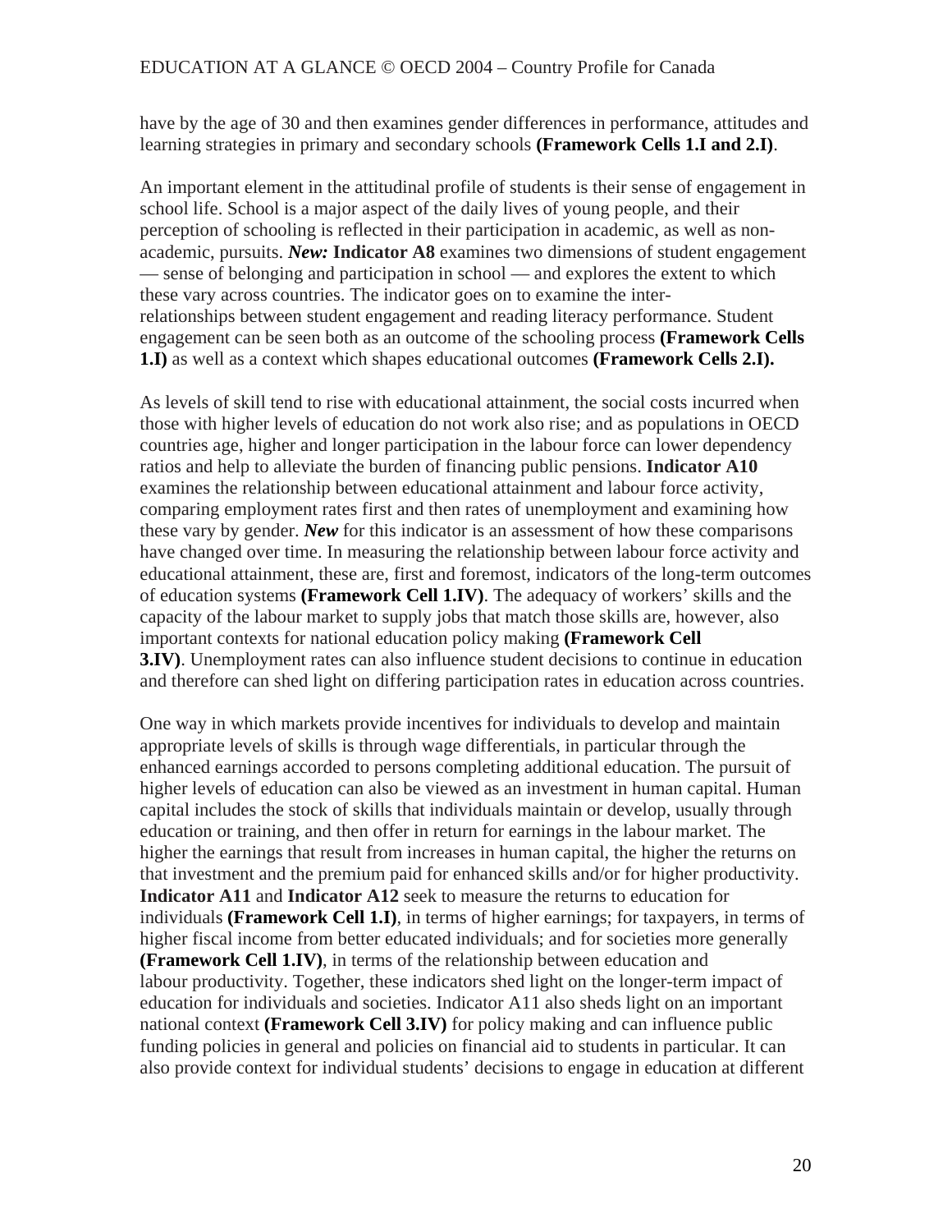have by the age of 30 and then examines gender differences in performance, attitudes and learning strategies in primary and secondary schools **(Framework Cells 1.I and 2.I)**.

An important element in the attitudinal profile of students is their sense of engagement in school life. School is a major aspect of the daily lives of young people, and their perception of schooling is reflected in their participation in academic, as well as non-academic, pursuits. ***New:*** **Indicator A8** examines two dimensions of student engagement — sense of belonging and participation in school — and explores the extent to which these vary across countries. The indicator goes on to examine the inter-relationships between student engagement and reading literacy performance. Student engagement can be seen both as an outcome of the schooling process **(Framework Cells 1.I)** as well as a context which shapes educational outcomes **(Framework Cells 2.I).**

As levels of skill tend to rise with educational attainment, the social costs incurred when those with higher levels of education do not work also rise; and as populations in OECD countries age, higher and longer participation in the labour force can lower dependency ratios and help to alleviate the burden of financing public pensions. **Indicator A10** examines the relationship between educational attainment and labour force activity, comparing employment rates first and then rates of unemployment and examining how these vary by gender. ***New*** for this indicator is an assessment of how these comparisons have changed over time. In measuring the relationship between labour force activity and educational attainment, these are, first and foremost, indicators of the long-term outcomes of education systems **(Framework Cell 1.IV)**. The adequacy of workers' skills and the capacity of the labour market to supply jobs that match those skills are, however, also important contexts for national education policy making **(Framework Cell 3.IV)**. Unemployment rates can also influence student decisions to continue in education and therefore can shed light on differing participation rates in education across countries.

One way in which markets provide incentives for individuals to develop and maintain appropriate levels of skills is through wage differentials, in particular through the enhanced earnings accorded to persons completing additional education. The pursuit of higher levels of education can also be viewed as an investment in human capital. Human capital includes the stock of skills that individuals maintain or develop, usually through education or training, and then offer in return for earnings in the labour market. The higher the earnings that result from increases in human capital, the higher the returns on that investment and the premium paid for enhanced skills and/or for higher productivity. **Indicator A11** and **Indicator A12** seek to measure the returns to education for individuals **(Framework Cell 1.I)**, in terms of higher earnings; for taxpayers, in terms of higher fiscal income from better educated individuals; and for societies more generally **(Framework Cell 1.IV)**, in terms of the relationship between education and labour productivity. Together, these indicators shed light on the longer-term impact of education for individuals and societies. Indicator A11 also sheds light on an important national context **(Framework Cell 3.IV)** for policy making and can influence public funding policies in general and policies on financial aid to students in particular. It can also provide context for individual students' decisions to engage in education at different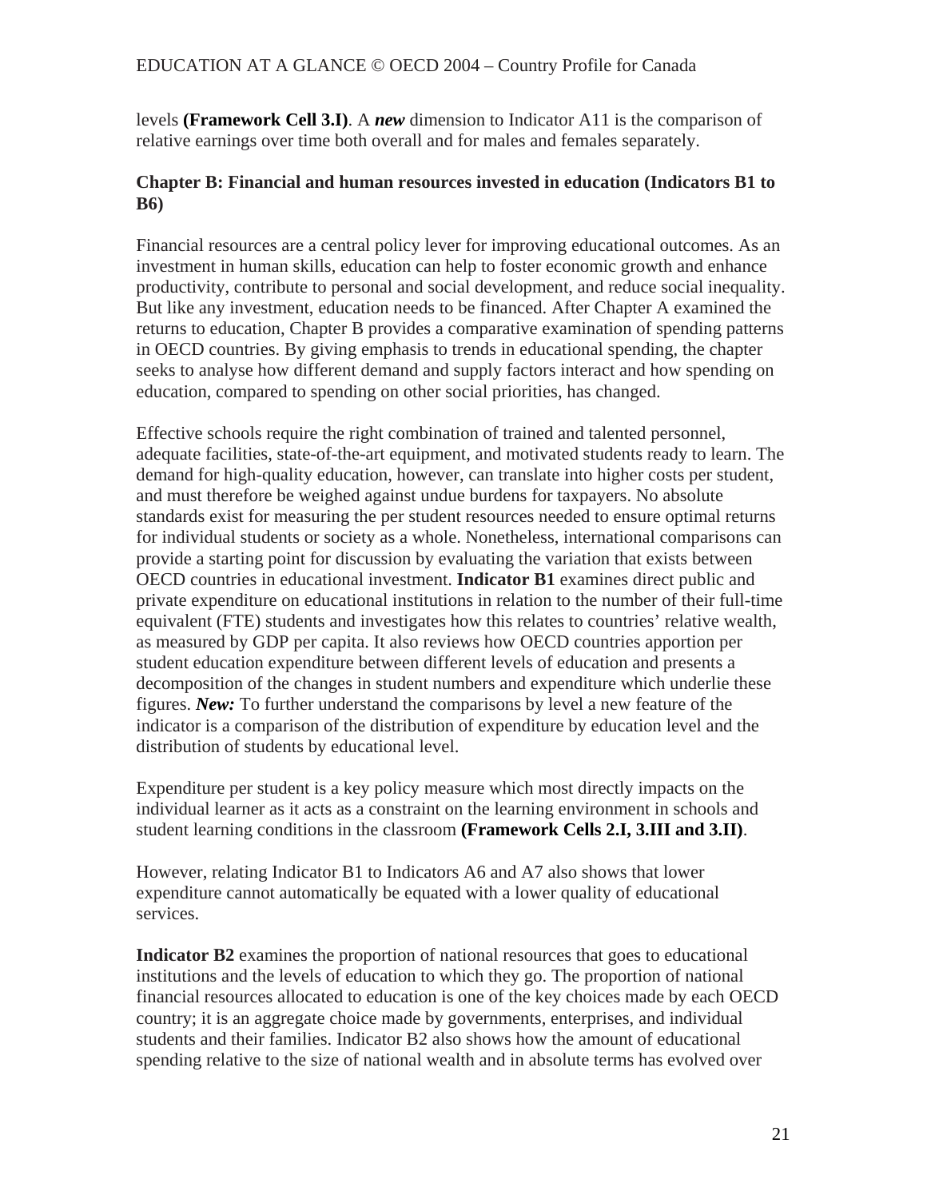levels **(Framework Cell 3.I)**. A ***new*** dimension to Indicator A11 is the comparison of relative earnings over time both overall and for males and females separately.

### Chapter B: Financial and human resources invested in education (Indicators B1 to B6)

Financial resources are a central policy lever for improving educational outcomes. As an investment in human skills, education can help to foster economic growth and enhance productivity, contribute to personal and social development, and reduce social inequality. But like any investment, education needs to be financed. After Chapter A examined the returns to education, Chapter B provides a comparative examination of spending patterns in OECD countries. By giving emphasis to trends in educational spending, the chapter seeks to analyse how different demand and supply factors interact and how spending on education, compared to spending on other social priorities, has changed.

Effective schools require the right combination of trained and talented personnel, adequate facilities, state-of-the-art equipment, and motivated students ready to learn. The demand for high-quality education, however, can translate into higher costs per student, and must therefore be weighed against undue burdens for taxpayers. No absolute standards exist for measuring the per student resources needed to ensure optimal returns for individual students or society as a whole. Nonetheless, international comparisons can provide a starting point for discussion by evaluating the variation that exists between OECD countries in educational investment. **Indicator B1** examines direct public and private expenditure on educational institutions in relation to the number of their full-time equivalent (FTE) students and investigates how this relates to countries' relative wealth, as measured by GDP per capita. It also reviews how OECD countries apportion per student education expenditure between different levels of education and presents a decomposition of the changes in student numbers and expenditure which underlie these figures. ***New:*** To further understand the comparisons by level a new feature of the indicator is a comparison of the distribution of expenditure by education level and the distribution of students by educational level.

Expenditure per student is a key policy measure which most directly impacts on the individual learner as it acts as a constraint on the learning environment in schools and student learning conditions in the classroom **(Framework Cells 2.I, 3.III and 3.II)**.

However, relating Indicator B1 to Indicators A6 and A7 also shows that lower expenditure cannot automatically be equated with a lower quality of educational services.

**Indicator B2** examines the proportion of national resources that goes to educational institutions and the levels of education to which they go. The proportion of national financial resources allocated to education is one of the key choices made by each OECD country; it is an aggregate choice made by governments, enterprises, and individual students and their families. Indicator B2 also shows how the amount of educational spending relative to the size of national wealth and in absolute terms has evolved over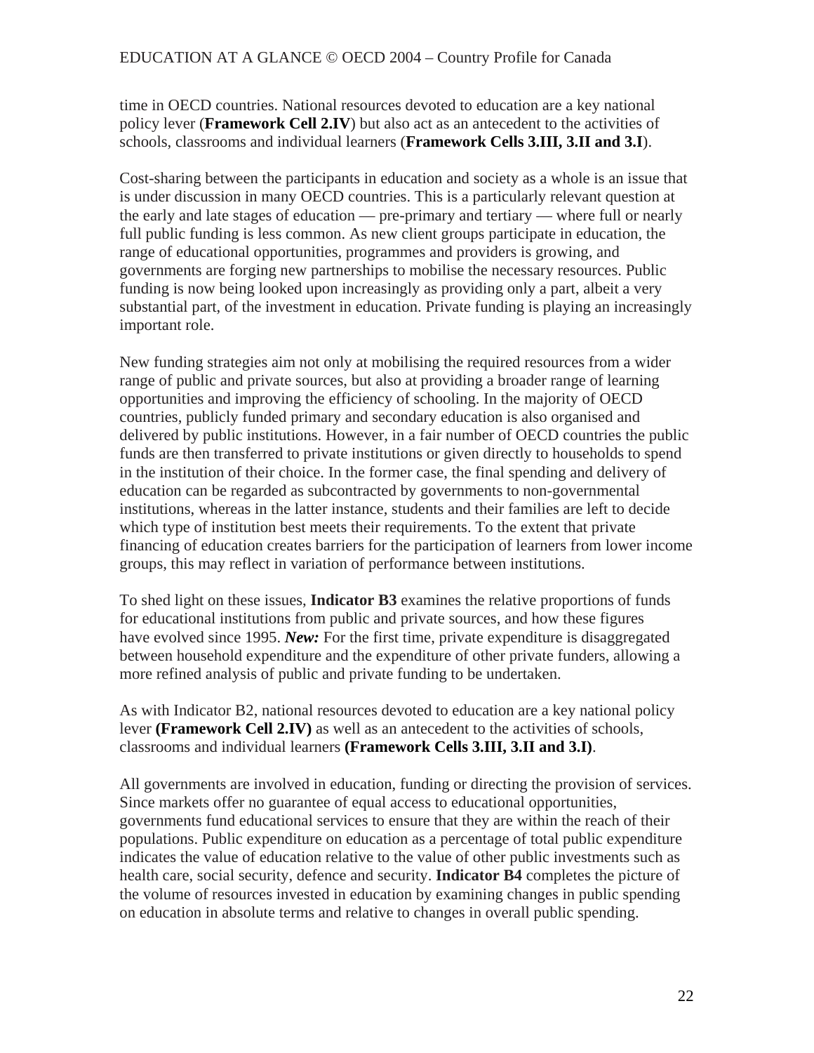time in OECD countries. National resources devoted to education are a key national policy lever (**Framework Cell 2.IV**) but also act as an antecedent to the activities of schools, classrooms and individual learners (**Framework Cells 3.III, 3.II and 3.I**).

Cost-sharing between the participants in education and society as a whole is an issue that is under discussion in many OECD countries. This is a particularly relevant question at the early and late stages of education — pre-primary and tertiary — where full or nearly full public funding is less common. As new client groups participate in education, the range of educational opportunities, programmes and providers is growing, and governments are forging new partnerships to mobilise the necessary resources. Public funding is now being looked upon increasingly as providing only a part, albeit a very substantial part, of the investment in education. Private funding is playing an increasingly important role.

New funding strategies aim not only at mobilising the required resources from a wider range of public and private sources, but also at providing a broader range of learning opportunities and improving the efficiency of schooling. In the majority of OECD countries, publicly funded primary and secondary education is also organised and delivered by public institutions. However, in a fair number of OECD countries the public funds are then transferred to private institutions or given directly to households to spend in the institution of their choice. In the former case, the final spending and delivery of education can be regarded as subcontracted by governments to non-governmental institutions, whereas in the latter instance, students and their families are left to decide which type of institution best meets their requirements. To the extent that private financing of education creates barriers for the participation of learners from lower income groups, this may reflect in variation of performance between institutions.

To shed light on these issues, **Indicator B3** examines the relative proportions of funds for educational institutions from public and private sources, and how these figures have evolved since 1995. ***New:*** For the first time, private expenditure is disaggregated between household expenditure and the expenditure of other private funders, allowing a more refined analysis of public and private funding to be undertaken.

As with Indicator B2, national resources devoted to education are a key national policy lever **(Framework Cell 2.IV)** as well as an antecedent to the activities of schools, classrooms and individual learners **(Framework Cells 3.III, 3.II and 3.I)**.

All governments are involved in education, funding or directing the provision of services. Since markets offer no guarantee of equal access to educational opportunities, governments fund educational services to ensure that they are within the reach of their populations. Public expenditure on education as a percentage of total public expenditure indicates the value of education relative to the value of other public investments such as health care, social security, defence and security. **Indicator B4** completes the picture of the volume of resources invested in education by examining changes in public spending on education in absolute terms and relative to changes in overall public spending.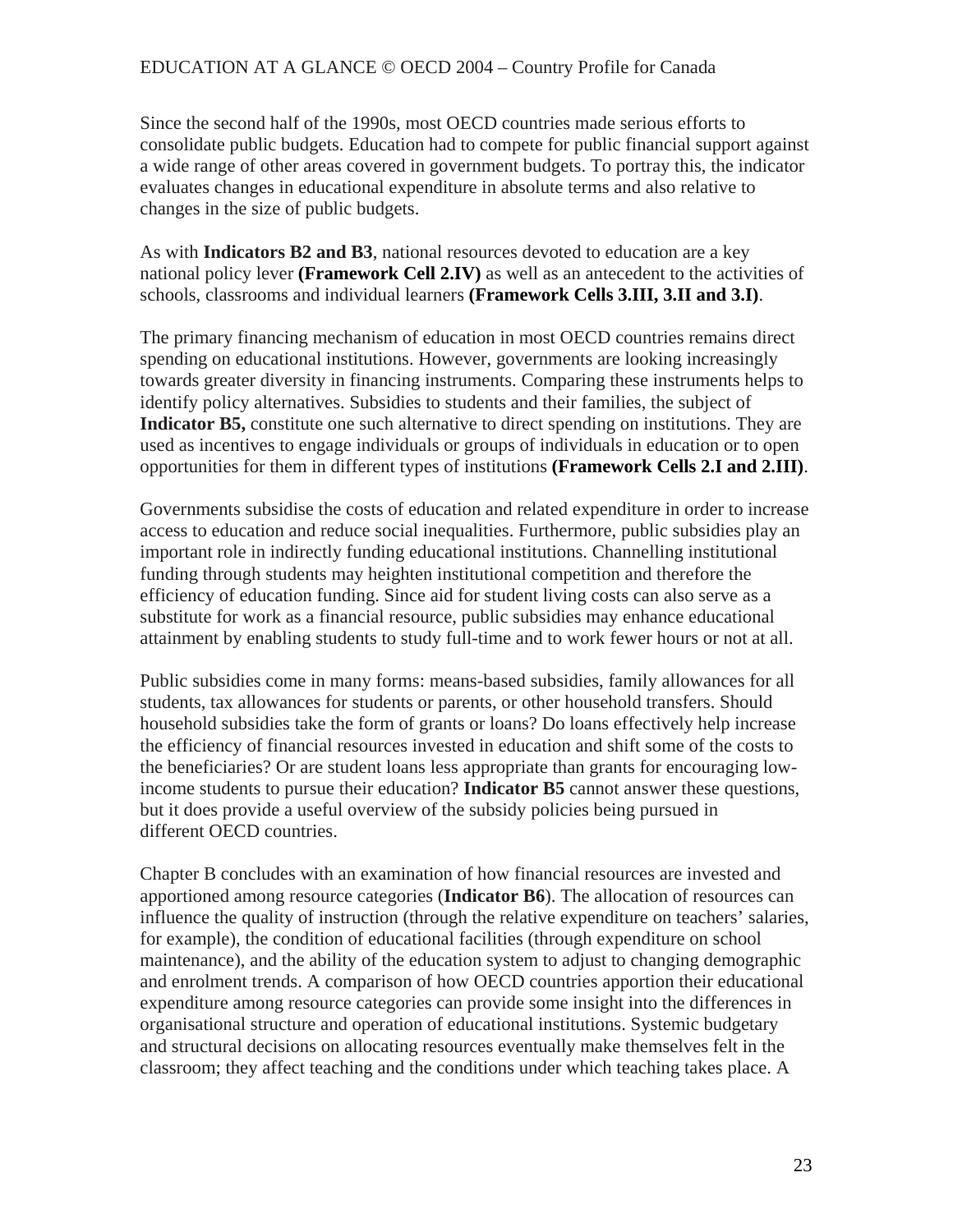Since the second half of the 1990s, most OECD countries made serious efforts to consolidate public budgets. Education had to compete for public financial support against a wide range of other areas covered in government budgets. To portray this, the indicator evaluates changes in educational expenditure in absolute terms and also relative to changes in the size of public budgets.

As with **Indicators B2 and B3**, national resources devoted to education are a key national policy lever **(Framework Cell 2.IV)** as well as an antecedent to the activities of schools, classrooms and individual learners **(Framework Cells 3.III, 3.II and 3.I)**.

The primary financing mechanism of education in most OECD countries remains direct spending on educational institutions. However, governments are looking increasingly towards greater diversity in financing instruments. Comparing these instruments helps to identify policy alternatives. Subsidies to students and their families, the subject of **Indicator B5,** constitute one such alternative to direct spending on institutions. They are used as incentives to engage individuals or groups of individuals in education or to open opportunities for them in different types of institutions **(Framework Cells 2.I and 2.III)**.

Governments subsidise the costs of education and related expenditure in order to increase access to education and reduce social inequalities. Furthermore, public subsidies play an important role in indirectly funding educational institutions. Channelling institutional funding through students may heighten institutional competition and therefore the efficiency of education funding. Since aid for student living costs can also serve as a substitute for work as a financial resource, public subsidies may enhance educational attainment by enabling students to study full-time and to work fewer hours or not at all.

Public subsidies come in many forms: means-based subsidies, family allowances for all students, tax allowances for students or parents, or other household transfers. Should household subsidies take the form of grants or loans? Do loans effectively help increase the efficiency of financial resources invested in education and shift some of the costs to the beneficiaries? Or are student loans less appropriate than grants for encouraging low-income students to pursue their education? **Indicator B5** cannot answer these questions, but it does provide a useful overview of the subsidy policies being pursued in different OECD countries.

Chapter B concludes with an examination of how financial resources are invested and apportioned among resource categories (**Indicator B6**). The allocation of resources can influence the quality of instruction (through the relative expenditure on teachers' salaries, for example), the condition of educational facilities (through expenditure on school maintenance), and the ability of the education system to adjust to changing demographic and enrolment trends. A comparison of how OECD countries apportion their educational expenditure among resource categories can provide some insight into the differences in organisational structure and operation of educational institutions. Systemic budgetary and structural decisions on allocating resources eventually make themselves felt in the classroom; they affect teaching and the conditions under which teaching takes place. A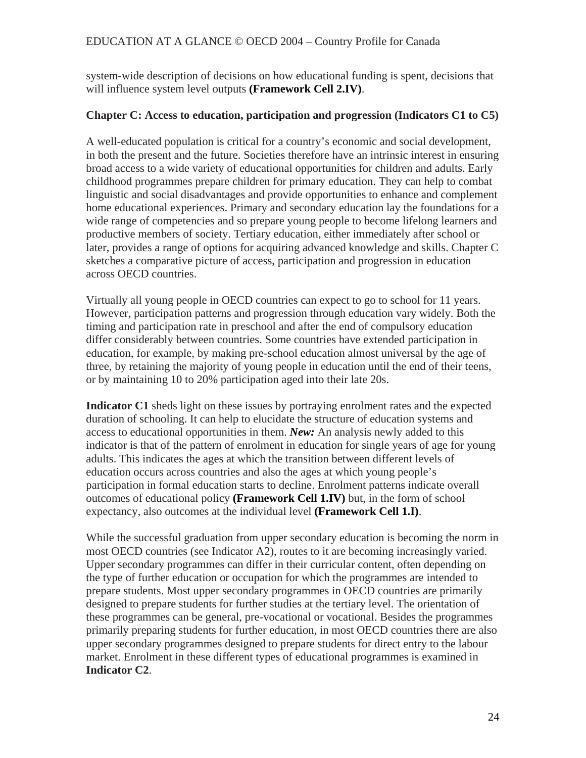system-wide description of decisions on how educational funding is spent, decisions that will influence system level outputs **(Framework Cell 2.IV)**.

**Chapter C: Access to education, participation and progression (Indicators C1 to C5)**

A well-educated population is critical for a country's economic and social development, in both the present and the future. Societies therefore have an intrinsic interest in ensuring broad access to a wide variety of educational opportunities for children and adults. Early childhood programmes prepare children for primary education. They can help to combat linguistic and social disadvantages and provide opportunities to enhance and complement home educational experiences. Primary and secondary education lay the foundations for a wide range of competencies and so prepare young people to become lifelong learners and productive members of society. Tertiary education, either immediately after school or later, provides a range of options for acquiring advanced knowledge and skills. Chapter C sketches a comparative picture of access, participation and progression in education across OECD countries.

Virtually all young people in OECD countries can expect to go to school for 11 years. However, participation patterns and progression through education vary widely. Both the timing and participation rate in preschool and after the end of compulsory education differ considerably between countries. Some countries have extended participation in education, for example, by making pre-school education almost universal by the age of three, by retaining the majority of young people in education until the end of their teens, or by maintaining 10 to 20% participation aged into their late 20s.

**Indicator C1** sheds light on these issues by portraying enrolment rates and the expected duration of schooling. It can help to elucidate the structure of education systems and access to educational opportunities in them. ***New:*** An analysis newly added to this indicator is that of the pattern of enrolment in education for single years of age for young adults. This indicates the ages at which the transition between different levels of education occurs across countries and also the ages at which young people's participation in formal education starts to decline. Enrolment patterns indicate overall outcomes of educational policy **(Framework Cell 1.IV)** but, in the form of school expectancy, also outcomes at the individual level **(Framework Cell 1.I)**.

While the successful graduation from upper secondary education is becoming the norm in most OECD countries (see Indicator A2), routes to it are becoming increasingly varied. Upper secondary programmes can differ in their curricular content, often depending on the type of further education or occupation for which the programmes are intended to prepare students. Most upper secondary programmes in OECD countries are primarily designed to prepare students for further studies at the tertiary level. The orientation of these programmes can be general, pre-vocational or vocational. Besides the programmes primarily preparing students for further education, in most OECD countries there are also upper secondary programmes designed to prepare students for direct entry to the labour market. Enrolment in these different types of educational programmes is examined in **Indicator C2**.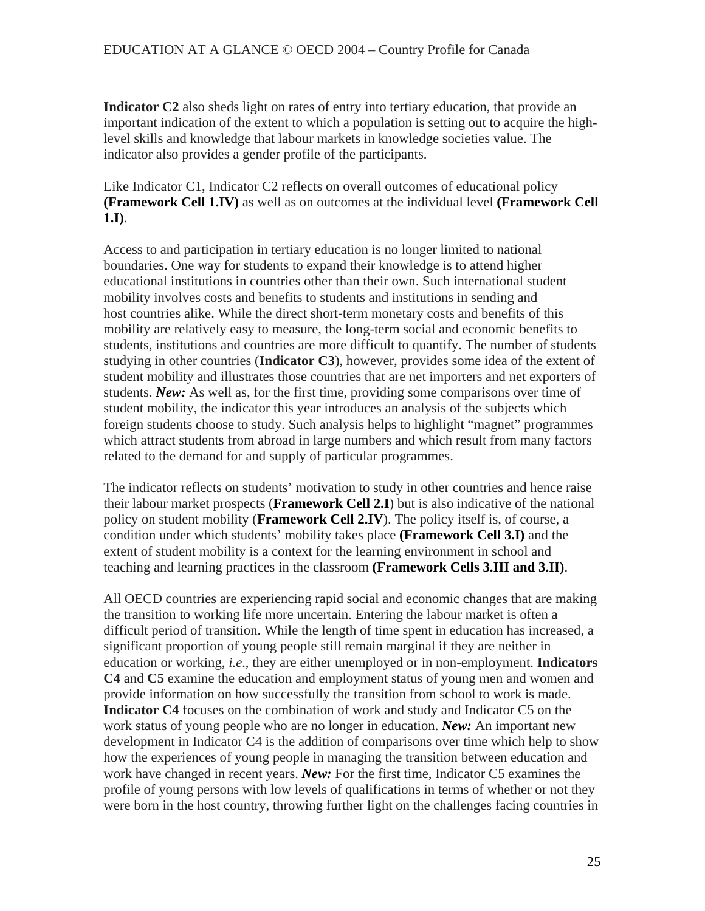**Indicator C2** also sheds light on rates of entry into tertiary education, that provide an important indication of the extent to which a population is setting out to acquire the high-level skills and knowledge that labour markets in knowledge societies value. The indicator also provides a gender profile of the participants.

Like Indicator C1, Indicator C2 reflects on overall outcomes of educational policy **(Framework Cell 1.IV)** as well as on outcomes at the individual level **(Framework Cell 1.I)**.

Access to and participation in tertiary education is no longer limited to national boundaries. One way for students to expand their knowledge is to attend higher educational institutions in countries other than their own. Such international student mobility involves costs and benefits to students and institutions in sending and host countries alike. While the direct short-term monetary costs and benefits of this mobility are relatively easy to measure, the long-term social and economic benefits to students, institutions and countries are more difficult to quantify. The number of students studying in other countries (**Indicator C3**), however, provides some idea of the extent of student mobility and illustrates those countries that are net importers and net exporters of students. ***New:*** As well as, for the first time, providing some comparisons over time of student mobility, the indicator this year introduces an analysis of the subjects which foreign students choose to study. Such analysis helps to highlight "magnet" programmes which attract students from abroad in large numbers and which result from many factors related to the demand for and supply of particular programmes.

The indicator reflects on students' motivation to study in other countries and hence raise their labour market prospects (**Framework Cell 2.I**) but is also indicative of the national policy on student mobility (**Framework Cell 2.IV**). The policy itself is, of course, a condition under which students' mobility takes place **(Framework Cell 3.I)** and the extent of student mobility is a context for the learning environment in school and teaching and learning practices in the classroom **(Framework Cells 3.III and 3.II)**.

All OECD countries are experiencing rapid social and economic changes that are making the transition to working life more uncertain. Entering the labour market is often a difficult period of transition. While the length of time spent in education has increased, a significant proportion of young people still remain marginal if they are neither in education or working, *i.e*., they are either unemployed or in non-employment. **Indicators C4** and **C5** examine the education and employment status of young men and women and provide information on how successfully the transition from school to work is made. **Indicator C4** focuses on the combination of work and study and Indicator C5 on the work status of young people who are no longer in education. ***New:*** An important new development in Indicator C4 is the addition of comparisons over time which help to show how the experiences of young people in managing the transition between education and work have changed in recent years. ***New:*** For the first time, Indicator C5 examines the profile of young persons with low levels of qualifications in terms of whether or not they were born in the host country, throwing further light on the challenges facing countries in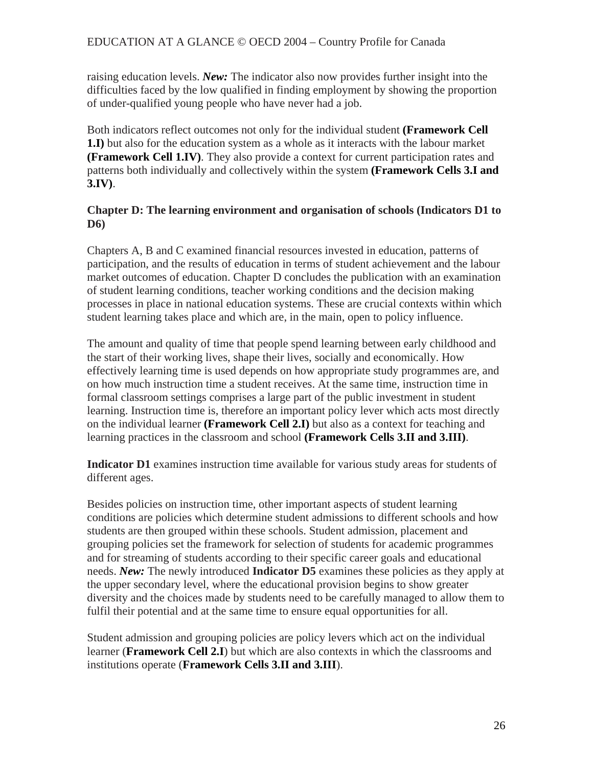raising education levels. ***New:*** The indicator also now provides further insight into the difficulties faced by the low qualified in finding employment by showing the proportion of under-qualified young people who have never had a job.

Both indicators reflect outcomes not only for the individual student **(Framework Cell 1.I)** but also for the education system as a whole as it interacts with the labour market **(Framework Cell 1.IV)**. They also provide a context for current participation rates and patterns both individually and collectively within the system **(Framework Cells 3.I and 3.IV)**.

### Chapter D: The learning environment and organisation of schools (Indicators D1 to D6)

Chapters A, B and C examined financial resources invested in education, patterns of participation, and the results of education in terms of student achievement and the labour market outcomes of education. Chapter D concludes the publication with an examination of student learning conditions, teacher working conditions and the decision making processes in place in national education systems. These are crucial contexts within which student learning takes place and which are, in the main, open to policy influence.

The amount and quality of time that people spend learning between early childhood and the start of their working lives, shape their lives, socially and economically. How effectively learning time is used depends on how appropriate study programmes are, and on how much instruction time a student receives. At the same time, instruction time in formal classroom settings comprises a large part of the public investment in student learning. Instruction time is, therefore an important policy lever which acts most directly on the individual learner **(Framework Cell 2.I)** but also as a context for teaching and learning practices in the classroom and school **(Framework Cells 3.II and 3.III)**.

**Indicator D1** examines instruction time available for various study areas for students of different ages.

Besides policies on instruction time, other important aspects of student learning conditions are policies which determine student admissions to different schools and how students are then grouped within these schools. Student admission, placement and grouping policies set the framework for selection of students for academic programmes and for streaming of students according to their specific career goals and educational needs. ***New:*** The newly introduced **Indicator D5** examines these policies as they apply at the upper secondary level, where the educational provision begins to show greater diversity and the choices made by students need to be carefully managed to allow them to fulfil their potential and at the same time to ensure equal opportunities for all.

Student admission and grouping policies are policy levers which act on the individual learner (**Framework Cell 2.I**) but which are also contexts in which the classrooms and institutions operate (**Framework Cells 3.II and 3.III**).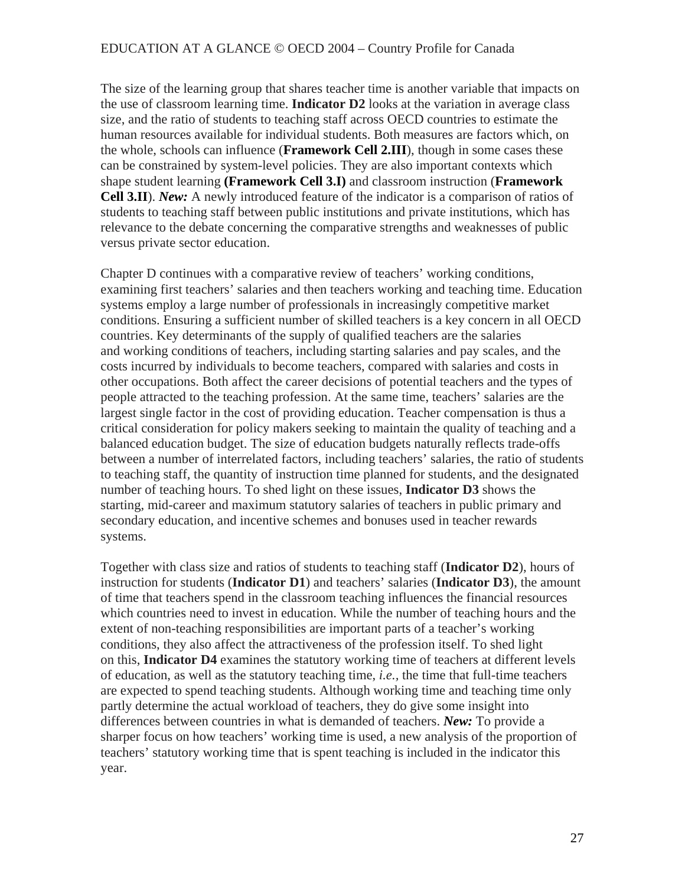The size of the learning group that shares teacher time is another variable that impacts on the use of classroom learning time. **Indicator D2** looks at the variation in average class size, and the ratio of students to teaching staff across OECD countries to estimate the human resources available for individual students. Both measures are factors which, on the whole, schools can influence (**Framework Cell 2.III**), though in some cases these can be constrained by system-level policies. They are also important contexts which shape student learning **(Framework Cell 3.I)** and classroom instruction (**Framework Cell 3.II**). ***New:*** A newly introduced feature of the indicator is a comparison of ratios of students to teaching staff between public institutions and private institutions, which has relevance to the debate concerning the comparative strengths and weaknesses of public versus private sector education.

Chapter D continues with a comparative review of teachers' working conditions, examining first teachers' salaries and then teachers working and teaching time. Education systems employ a large number of professionals in increasingly competitive market conditions. Ensuring a sufficient number of skilled teachers is a key concern in all OECD countries. Key determinants of the supply of qualified teachers are the salaries and working conditions of teachers, including starting salaries and pay scales, and the costs incurred by individuals to become teachers, compared with salaries and costs in other occupations. Both affect the career decisions of potential teachers and the types of people attracted to the teaching profession. At the same time, teachers' salaries are the largest single factor in the cost of providing education. Teacher compensation is thus a critical consideration for policy makers seeking to maintain the quality of teaching and a balanced education budget. The size of education budgets naturally reflects trade-offs between a number of interrelated factors, including teachers' salaries, the ratio of students to teaching staff, the quantity of instruction time planned for students, and the designated number of teaching hours. To shed light on these issues, **Indicator D3** shows the starting, mid-career and maximum statutory salaries of teachers in public primary and secondary education, and incentive schemes and bonuses used in teacher rewards systems.

Together with class size and ratios of students to teaching staff (**Indicator D2**), hours of instruction for students (**Indicator D1**) and teachers' salaries (**Indicator D3**), the amount of time that teachers spend in the classroom teaching influences the financial resources which countries need to invest in education. While the number of teaching hours and the extent of non-teaching responsibilities are important parts of a teacher's working conditions, they also affect the attractiveness of the profession itself. To shed light on this, **Indicator D4** examines the statutory working time of teachers at different levels of education, as well as the statutory teaching time, *i.e.*, the time that full-time teachers are expected to spend teaching students. Although working time and teaching time only partly determine the actual workload of teachers, they do give some insight into differences between countries in what is demanded of teachers. ***New:*** To provide a sharper focus on how teachers' working time is used, a new analysis of the proportion of teachers' statutory working time that is spent teaching is included in the indicator this year.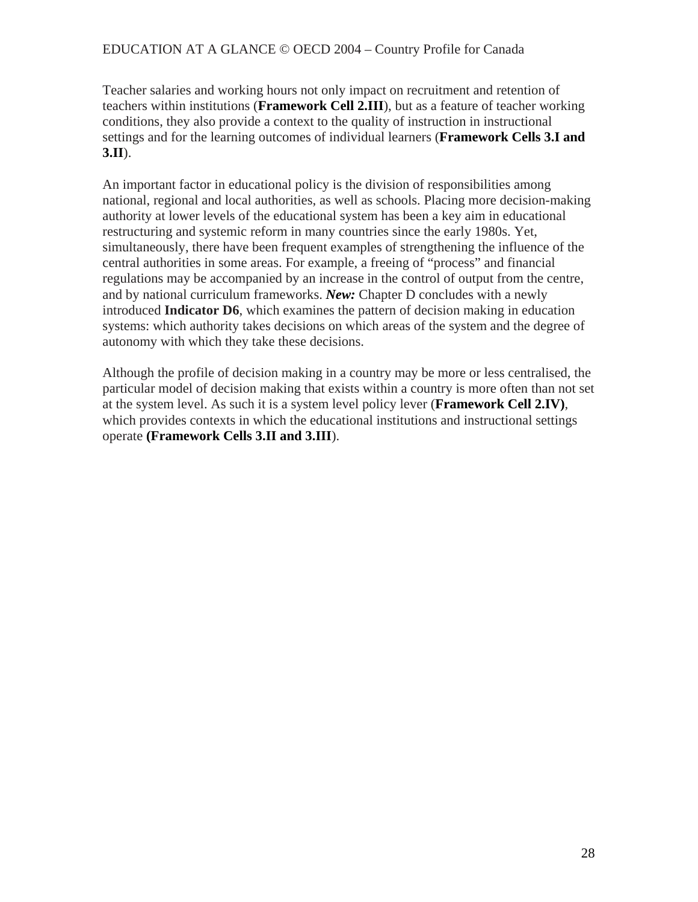Teacher salaries and working hours not only impact on recruitment and retention of teachers within institutions (**Framework Cell 2.III**), but as a feature of teacher working conditions, they also provide a context to the quality of instruction in instructional settings and for the learning outcomes of individual learners (**Framework Cells 3.I and 3.II**).

An important factor in educational policy is the division of responsibilities among national, regional and local authorities, as well as schools. Placing more decision-making authority at lower levels of the educational system has been a key aim in educational restructuring and systemic reform in many countries since the early 1980s. Yet, simultaneously, there have been frequent examples of strengthening the influence of the central authorities in some areas. For example, a freeing of "process" and financial regulations may be accompanied by an increase in the control of output from the centre, and by national curriculum frameworks. ***New:*** Chapter D concludes with a newly introduced **Indicator D6**, which examines the pattern of decision making in education systems: which authority takes decisions on which areas of the system and the degree of autonomy with which they take these decisions.

Although the profile of decision making in a country may be more or less centralised, the particular model of decision making that exists within a country is more often than not set at the system level. As such it is a system level policy lever (**Framework Cell 2.IV)**, which provides contexts in which the educational institutions and instructional settings operate **(Framework Cells 3.II and 3.III**).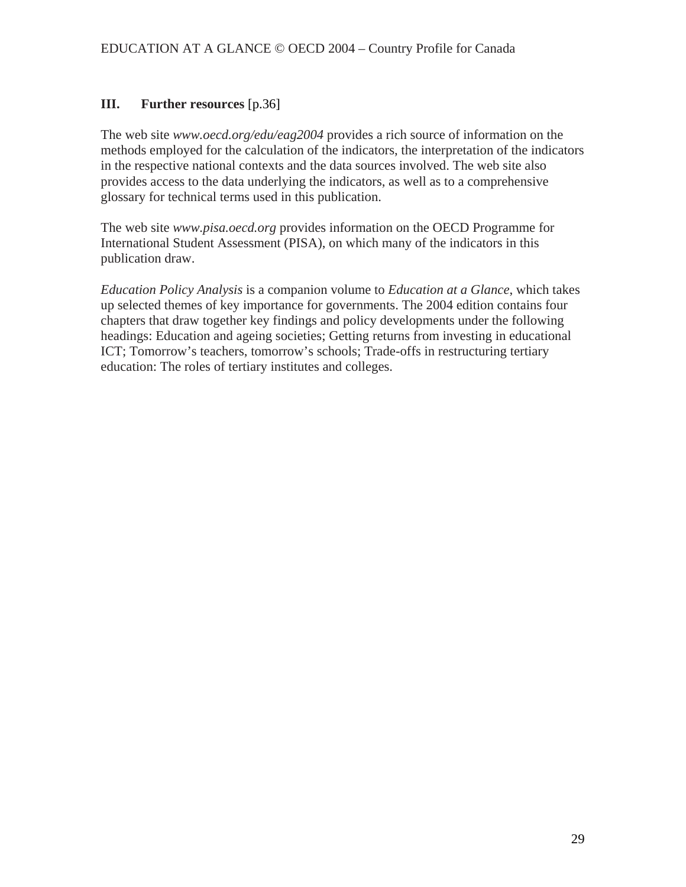## III. Further resources [p.36]

The web site *www.oecd.org/edu/eag2004* provides a rich source of information on the methods employed for the calculation of the indicators, the interpretation of the indicators in the respective national contexts and the data sources involved. The web site also provides access to the data underlying the indicators, as well as to a comprehensive glossary for technical terms used in this publication.

The web site *www.pisa.oecd.org* provides information on the OECD Programme for International Student Assessment (PISA), on which many of the indicators in this publication draw.

*Education Policy Analysis* is a companion volume to *Education at a Glance*, which takes up selected themes of key importance for governments. The 2004 edition contains four chapters that draw together key findings and policy developments under the following headings: Education and ageing societies; Getting returns from investing in educational ICT; Tomorrow's teachers, tomorrow's schools; Trade-offs in restructuring tertiary education: The roles of tertiary institutes and colleges.